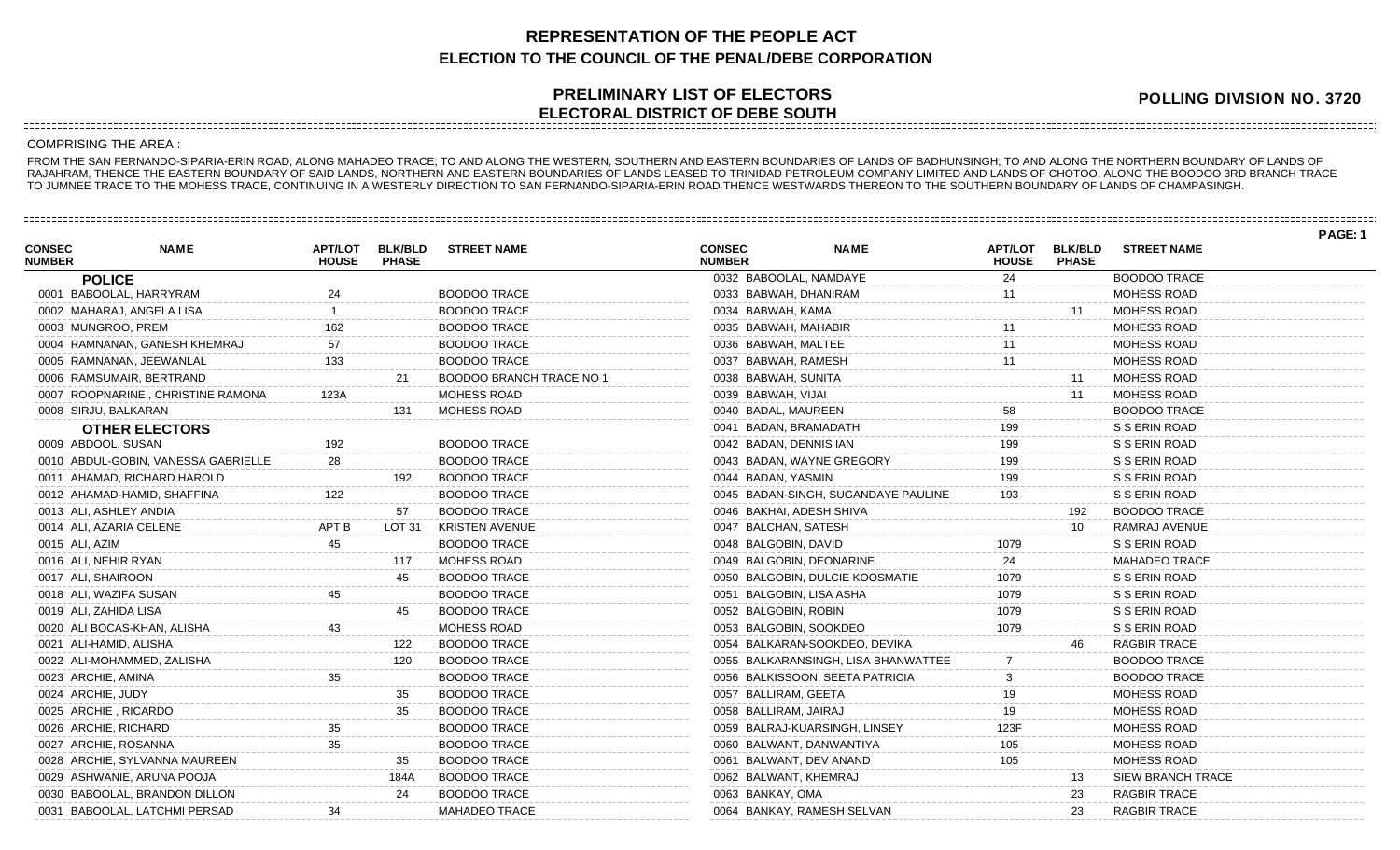# REPRESENTATION OF THE PEOPLE ACT

## ELECTION TO THE COUNCIL OF THE PENAL/DEBE CORPORATION

## PRELIMINARY LIST OF ELECTORS

## ELECTORAL DISTRICT OF DEBE SOUTH

**POLLING DIVISION NO. 3720**

COMPRISING THE AREA :

FROM THE SAN FERNANDO-SIPARIA-ERIN ROAD, ALONG MAHADEO TRACE; TO AND ALONG THE WESTERN, SOUTHERN AND EASTERN BOUNDARIES OF LANDS OF BADHUNSINGH; TO AND ALONG THE NORTHERN BOUNDARY OF LANDS OF RAJAHRAM, THENCE THE EASTERN BOUNDARY OF SAID LANDS, NORTHERN AND EASTERN BOUNDARIES OF LANDS LEASED TO TRINIDAD PETROLEUM COMPANY LIMITED AND LANDS OF CHOTOO, ALONG THE BOODOO 3RD BRANCH TRACE TO JUMNEE TRACE TO THE MOHESS TRACE, CONTINUING IN A WESTERLY DIRECTION TO SAN FERNANDO-SIPARIA-ERIN ROAD THENCE WESTWARDS THEREON TO THE SOUTHERN BOUNDARY OF LANDS OF CHAMPASINGH.

| CONSEC NUMBER | NAME | APT/LOT HOUSE | BLK/BLD PHASE | STREET NAME |
|---|---|---|---|---|
| | **POLICE** | | | |
| 0001 | BABOOLAL, HARRYRAM | 24 | | BOODOO TRACE |
| 0002 | MAHARAJ, ANGELA LISA | 1 | | BOODOO TRACE |
| 0003 | MUNGROO, PREM | 162 | | BOODOO TRACE |
| 0004 | RAMNANAN, GANESH KHEMRAJ | 57 | | BOODOO TRACE |
| 0005 | RAMNANAN, JEEWANLAL | 133 | | BOODOO TRACE |
| 0006 | RAMSUMAIR, BERTRAND | | 21 | BOODOO BRANCH TRACE NO 1 |
| 0007 | ROOPNARINE , CHRISTINE RAMONA | 123A | | MOHESS ROAD |
| 0008 | SIRJU, BALKARAN | | 131 | MOHESS ROAD |
| | **OTHER ELECTORS** | | | |
| 0009 | ABDOOL, SUSAN | 192 | | BOODOO TRACE |
| 0010 | ABDUL-GOBIN, VANESSA GABRIELLE | 28 | | BOODOO TRACE |
| 0011 | AHAMAD, RICHARD HAROLD | | 192 | BOODOO TRACE |
| 0012 | AHAMAD-HAMID, SHAFFINA | 122 | | BOODOO TRACE |
| 0013 | ALI, ASHLEY ANDIA | | 57 | BOODOO TRACE |
| 0014 | ALI, AZARIA CELENE | APT B | LOT 31 | KRISTEN AVENUE |
| 0015 | ALI, AZIM | 45 | | BOODOO TRACE |
| 0016 | ALI, NEHIR RYAN | | 117 | MOHESS ROAD |
| 0017 | ALI, SHAIROON | | 45 | BOODOO TRACE |
| 0018 | ALI, WAZIFA SUSAN | 45 | | BOODOO TRACE |
| 0019 | ALI, ZAHIDA LISA | | 45 | BOODOO TRACE |
| 0020 | ALI BOCAS-KHAN, ALISHA | 43 | | MOHESS ROAD |
| 0021 | ALI-HAMID, ALISHA | | 122 | BOODOO TRACE |
| 0022 | ALI-MOHAMMED, ZALISHA | | 120 | BOODOO TRACE |
| 0023 | ARCHIE, AMINA | 35 | | BOODOO TRACE |
| 0024 | ARCHIE, JUDY | | 35 | BOODOO TRACE |
| 0025 | ARCHIE , RICARDO | | 35 | BOODOO TRACE |
| 0026 | ARCHIE, RICHARD | 35 | | BOODOO TRACE |
| 0027 | ARCHIE, ROSANNA | 35 | | BOODOO TRACE |
| 0028 | ARCHIE, SYLVANNA MAUREEN | | 35 | BOODOO TRACE |
| 0029 | ASHWANIE, ARUNA POOJA | | 184A | BOODOO TRACE |
| 0030 | BABOOLAL, BRANDON DILLON | | 24 | BOODOO TRACE |
| 0031 | BABOOLAL, LATCHMI PERSAD | 34 | | MAHADEO TRACE |
| 0032 | BABOOLAL, NAMDAYE | 24 | | BOODOO TRACE |
| 0033 | BABWAH, DHANIRAM | 11 | | MOHESS ROAD |
| 0034 | BABWAH, KAMAL | | 11 | MOHESS ROAD |
| 0035 | BABWAH, MAHABIR | 11 | | MOHESS ROAD |
| 0036 | BABWAH, MALTEE | 11 | | MOHESS ROAD |
| 0037 | BABWAH, RAMESH | 11 | | MOHESS ROAD |
| 0038 | BABWAH, SUNITA | | 11 | MOHESS ROAD |
| 0039 | BABWAH, VIJAI | | 11 | MOHESS ROAD |
| 0040 | BADAL, MAUREEN | 58 | | BOODOO TRACE |
| 0041 | BADAN, BRAMADATH | 199 | | S S ERIN ROAD |
| 0042 | BADAN, DENNIS IAN | 199 | | S S ERIN ROAD |
| 0043 | BADAN, WAYNE GREGORY | 199 | | S S ERIN ROAD |
| 0044 | BADAN, YASMIN | 199 | | S S ERIN ROAD |
| 0045 | BADAN-SINGH, SUGANDAYE PAULINE | 193 | | S S ERIN ROAD |
| 0046 | BAKHAI, ADESH SHIVA | | 192 | BOODOO TRACE |
| 0047 | BALCHAN, SATESH | | 10 | RAMRAJ AVENUE |
| 0048 | BALGOBIN, DAVID | 1079 | | S S ERIN ROAD |
| 0049 | BALGOBIN, DEONARINE | 24 | | MAHADEO TRACE |
| 0050 | BALGOBIN, DULCIE KOOSMATIE | 1079 | | S S ERIN ROAD |
| 0051 | BALGOBIN, LISA ASHA | 1079 | | S S ERIN ROAD |
| 0052 | BALGOBIN, ROBIN | 1079 | | S S ERIN ROAD |
| 0053 | BALGOBIN, SOOKDEO | 1079 | | S S ERIN ROAD |
| 0054 | BALKARAN-SOOKDEO, DEVIKA | | 46 | RAGBIR TRACE |
| 0055 | BALKARANSINGH, LISA BHANWATTEE | 7 | | BOODOO TRACE |
| 0056 | BALKISSOON, SEETA PATRICIA | 3 | | BOODOO TRACE |
| 0057 | BALLIRAM, GEETA | 19 | | MOHESS ROAD |
| 0058 | BALLIRAM, JAIRAJ | 19 | | MOHESS ROAD |
| 0059 | BALRAJ-KUARSINGH, LINSEY | 123F | | MOHESS ROAD |
| 0060 | BALWANT, DANWANTIYA | 105 | | MOHESS ROAD |
| 0061 | BALWANT, DEV ANAND | 105 | | MOHESS ROAD |
| 0062 | BALWANT, KHEMRAJ | | 13 | SIEW BRANCH TRACE |
| 0063 | BANKAY, OMA | | 23 | RAGBIR TRACE |
| 0064 | BANKAY, RAMESH SELVAN | | 23 | RAGBIR TRACE |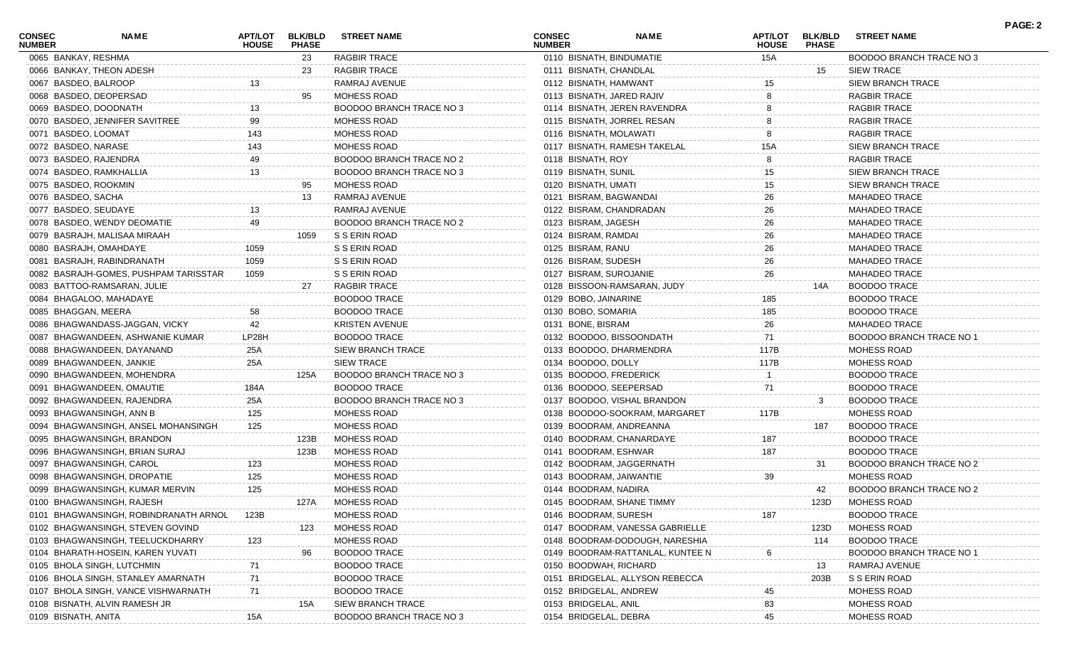| CONSEC NUMBER | NAME | APT/LOT HOUSE | BLK/BLD PHASE | STREET NAME |
|---|---|---|---|---|
| 0065 | BANKAY, RESHMA | | 23 | RAGBIR TRACE |
| 0066 | BANKAY, THEON ADESH | | 23 | RAGBIR TRACE |
| 0067 | BASDEO, BALROOP | 13 | | RAMRAJ AVENUE |
| 0068 | BASDEO, DEOPERSAD | | 95 | MOHESS ROAD |
| 0069 | BASDEO, DOODNATH | 13 | | BOODOO BRANCH TRACE NO 3 |
| 0070 | BASDEO, JENNIFER SAVITREE | 99 | | MOHESS ROAD |
| 0071 | BASDEO, LOOMAT | 143 | | MOHESS ROAD |
| 0072 | BASDEO, NARASE | 143 | | MOHESS ROAD |
| 0073 | BASDEO, RAJENDRA | 49 | | BOODOO BRANCH TRACE NO 2 |
| 0074 | BASDEO, RAMKHALLIA | 13 | | BOODOO BRANCH TRACE NO 3 |
| 0075 | BASDEO, ROOKMIN | | 95 | MOHESS ROAD |
| 0076 | BASDEO, SACHA | | 13 | RAMRAJ AVENUE |
| 0077 | BASDEO, SEUDAYE | 13 | | RAMRAJ AVENUE |
| 0078 | BASDEO, WENDY DEOMATIE | 49 | | BOODOO BRANCH TRACE NO 2 |
| 0079 | BASRAJH, MALISAA MIRAAH | | 1059 | S S ERIN ROAD |
| 0080 | BASRAJH, OMAHDAYE | 1059 | | S S ERIN ROAD |
| 0081 | BASRAJH, RABINDRANATH | 1059 | | S S ERIN ROAD |
| 0082 | BASRAJH-GOMES, PUSHPAM TARISSTAR | 1059 | | S S ERIN ROAD |
| 0083 | BATTOO-RAMSARAN, JULIE | | 27 | RAGBIR TRACE |
| 0084 | BHAGALOO, MAHADAYE | | | BOODOO TRACE |
| 0085 | BHAGGAN, MEERA | 58 | | BOODOO TRACE |
| 0086 | BHAGWANDASS-JAGGAN, VICKY | 42 | | KRISTEN AVENUE |
| 0087 | BHAGWANDEEN, ASHWANIE KUMAR | LP28H | | BOODOO TRACE |
| 0088 | BHAGWANDEEN, DAYANAND | 25A | | SIEW BRANCH TRACE |
| 0089 | BHAGWANDEEN, JANKIE | 25A | | SIEW TRACE |
| 0090 | BHAGWANDEEN, MOHENDRA | | 125A | BOODOO BRANCH TRACE NO 3 |
| 0091 | BHAGWANDEEN, OMAUTIE | 184A | | BOODOO TRACE |
| 0092 | BHAGWANDEEN, RAJENDRA | 25A | | BOODOO BRANCH TRACE NO 3 |
| 0093 | BHAGWANSINGH, ANN B | 125 | | MOHESS ROAD |
| 0094 | BHAGWANSINGH, ANSEL MOHANSINGH | 125 | | MOHESS ROAD |
| 0095 | BHAGWANSINGH, BRANDON | | 123B | MOHESS ROAD |
| 0096 | BHAGWANSINGH, BRIAN SURAJ | | 123B | MOHESS ROAD |
| 0097 | BHAGWANSINGH, CAROL | 123 | | MOHESS ROAD |
| 0098 | BHAGWANSINGH, DROPATIE | 125 | | MOHESS ROAD |
| 0099 | BHAGWANSINGH, KUMAR MERVIN | 125 | | MOHESS ROAD |
| 0100 | BHAGWANSINGH, RAJESH | | 127A | MOHESS ROAD |
| 0101 | BHAGWANSINGH, ROBINDRANATH ARNOL | 123B | | MOHESS ROAD |
| 0102 | BHAGWANSINGH, STEVEN GOVIND | | 123 | MOHESS ROAD |
| 0103 | BHAGWANSINGH, TEELUCKDHARRY | 123 | | MOHESS ROAD |
| 0104 | BHARATH-HOSEIN, KAREN YUVATI | | 96 | BOODOO TRACE |
| 0105 | BHOLA SINGH, LUTCHMIN | 71 | | BOODOO TRACE |
| 0106 | BHOLA SINGH, STANLEY AMARNATH | 71 | | BOODOO TRACE |
| 0107 | BHOLA SINGH, VANCE VISHWARNATH | 71 | | BOODOO TRACE |
| 0108 | BISNATH, ALVIN RAMESH JR | | 15A | SIEW BRANCH TRACE |
| 0109 | BISNATH, ANITA | 15A | | BOODOO BRANCH TRACE NO 3 |
| 0110 | BISNATH, BINDUMATIE | 15A | | BOODOO BRANCH TRACE NO 3 |
| 0111 | BISNATH, CHANDLAL | | 15 | SIEW TRACE |
| 0112 | BISNATH, HAMWANT | 15 | | SIEW BRANCH TRACE |
| 0113 | BISNATH, JARED RAJIV | 8 | | RAGBIR TRACE |
| 0114 | BISNATH, JEREN RAVENDRA | 8 | | RAGBIR TRACE |
| 0115 | BISNATH, JORREL RESAN | 8 | | RAGBIR TRACE |
| 0116 | BISNATH, MOLAWATI | 8 | | RAGBIR TRACE |
| 0117 | BISNATH, RAMESH TAKELAL | 15A | | SIEW BRANCH TRACE |
| 0118 | BISNATH, ROY | 8 | | RAGBIR TRACE |
| 0119 | BISNATH, SUNIL | 15 | | SIEW BRANCH TRACE |
| 0120 | BISNATH, UMATI | 15 | | SIEW BRANCH TRACE |
| 0121 | BISRAM, BAGWANDAI | 26 | | MAHADEO TRACE |
| 0122 | BISRAM, CHANDRADAN | 26 | | MAHADEO TRACE |
| 0123 | BISRAM, JAGESH | 26 | | MAHADEO TRACE |
| 0124 | BISRAM, RAMDAI | 26 | | MAHADEO TRACE |
| 0125 | BISRAM, RANU | 26 | | MAHADEO TRACE |
| 0126 | BISRAM, SUDESH | 26 | | MAHADEO TRACE |
| 0127 | BISRAM, SUROJANIE | 26 | | MAHADEO TRACE |
| 0128 | BISSOON-RAMSARAN, JUDY | | 14A | BOODOO TRACE |
| 0129 | BOBO, JAINARINE | 185 | | BOODOO TRACE |
| 0130 | BOBO, SOMARIA | 185 | | BOODOO TRACE |
| 0131 | BONE, BISRAM | 26 | | MAHADEO TRACE |
| 0132 | BOODOO, BISSOONDATH | 71 | | BOODOO BRANCH TRACE NO 1 |
| 0133 | BOODOO, DHARMENDRA | 117B | | MOHESS ROAD |
| 0134 | BOODOO, DOLLY | 117B | | MOHESS ROAD |
| 0135 | BOODOO, FREDERICK | 1 | | BOODOO TRACE |
| 0136 | BOODOO, SEEPERSAD | 71 | | BOODOO TRACE |
| 0137 | BOODOO, VISHAL BRANDON | | 3 | BOODOO TRACE |
| 0138 | BOODOO-SOOKRAM, MARGARET | 117B | | MOHESS ROAD |
| 0139 | BOODRAM, ANDREANNA | | 187 | BOODOO TRACE |
| 0140 | BOODRAM, CHANARDAYE | 187 | | BOODOO TRACE |
| 0141 | BOODRAM, ESHWAR | 187 | | BOODOO TRACE |
| 0142 | BOODRAM, JAGGERNATH | | 31 | BOODOO BRANCH TRACE NO 2 |
| 0143 | BOODRAM, JAIWANTIE | 39 | | MOHESS ROAD |
| 0144 | BOODRAM, NADIRA | | 42 | BOODOO BRANCH TRACE NO 2 |
| 0145 | BOODRAM, SHANE TIMMY | | 123D | MOHESS ROAD |
| 0146 | BOODRAM, SURESH | 187 | | BOODOO TRACE |
| 0147 | BOODRAM, VANESSA GABRIELLE | | 123D | MOHESS ROAD |
| 0148 | BOODRAM-DODOUGH, NARESHIA | | 114 | BOODOO TRACE |
| 0149 | BOODRAM-RATTANLAL, KUNTEE N | 6 | | BOODOO BRANCH TRACE NO 1 |
| 0150 | BOODWAH, RICHARD | | 13 | RAMRAJ AVENUE |
| 0151 | BRIDGELAL, ALLYSON REBECCA | | 203B | S S ERIN ROAD |
| 0152 | BRIDGELAL, ANDREW | 45 | | MOHESS ROAD |
| 0153 | BRIDGELAL, ANIL | 83 | | MOHESS ROAD |
| 0154 | BRIDGELAL, DEBRA | 45 | | MOHESS ROAD |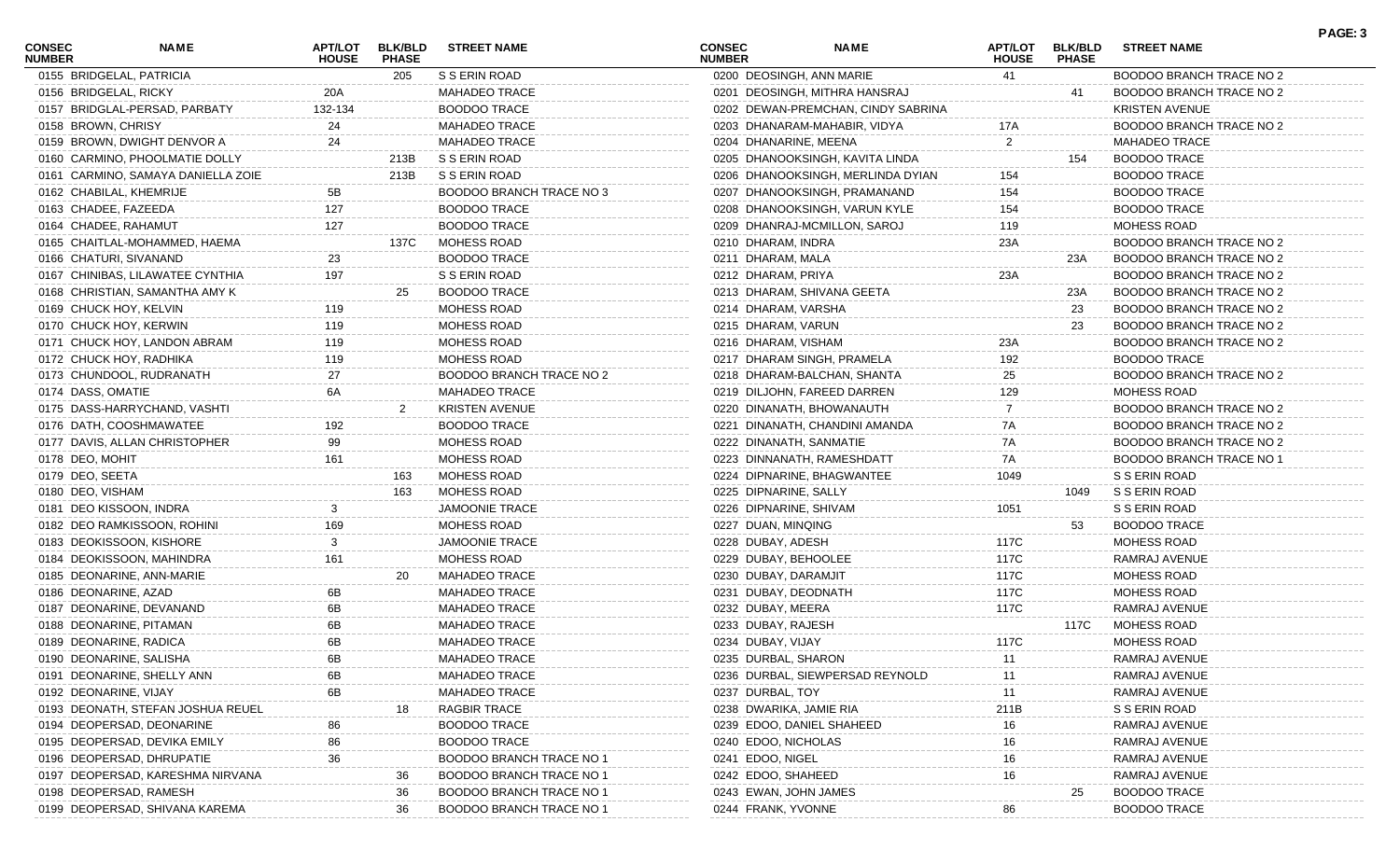| CONSEC NUMBER | NAME | APT/LOT HOUSE | BLK/BLD PHASE | STREET NAME |
|---|---|---|---|---|
| 0155 | BRIDGELAL, PATRICIA | | 205 | S S ERIN ROAD |
| 0156 | BRIDGELAL, RICKY | 20A | | MAHADEO TRACE |
| 0157 | BRIDGLAL-PERSAD, PARBATY | 132-134 | | BOODOO TRACE |
| 0158 | BROWN, CHRISY | 24 | | MAHADEO TRACE |
| 0159 | BROWN, DWIGHT DENVOR A | 24 | | MAHADEO TRACE |
| 0160 | CARMINO, PHOOLMATIE DOLLY | | 213B | S S ERIN ROAD |
| 0161 | CARMINO, SAMAYA DANIELLA ZOIE | | 213B | S S ERIN ROAD |
| 0162 | CHABILAL, KHEMRIJE | 5B | | BOODOO BRANCH TRACE NO 3 |
| 0163 | CHADEE, FAZEEDA | 127 | | BOODOO TRACE |
| 0164 | CHADEE, RAHAMUT | 127 | | BOODOO TRACE |
| 0165 | CHAITLAL-MOHAMMED, HAEMA | | 137C | MOHESS ROAD |
| 0166 | CHATURI, SIVANAND | 23 | | BOODOO TRACE |
| 0167 | CHINIBAS, LILAWATEE CYNTHIA | 197 | | S S ERIN ROAD |
| 0168 | CHRISTIAN, SAMANTHA AMY K | | 25 | BOODOO TRACE |
| 0169 | CHUCK HOY, KELVIN | 119 | | MOHESS ROAD |
| 0170 | CHUCK HOY, KERWIN | 119 | | MOHESS ROAD |
| 0171 | CHUCK HOY, LANDON ABRAM | 119 | | MOHESS ROAD |
| 0172 | CHUCK HOY, RADHIKA | 119 | | MOHESS ROAD |
| 0173 | CHUNDOOL, RUDRANATH | 27 | | BOODOO BRANCH TRACE NO 2 |
| 0174 | DASS, OMATIE | 6A | | MAHADEO TRACE |
| 0175 | DASS-HARRYCHAND, VASHTI | | 2 | KRISTEN AVENUE |
| 0176 | DATH, COOSHMAWATEE | 192 | | BOODOO TRACE |
| 0177 | DAVIS, ALLAN CHRISTOPHER | 99 | | MOHESS ROAD |
| 0178 | DEO, MOHIT | 161 | | MOHESS ROAD |
| 0179 | DEO, SEETA | | 163 | MOHESS ROAD |
| 0180 | DEO, VISHAM | | 163 | MOHESS ROAD |
| 0181 | DEO KISSOON, INDRA | 3 | | JAMOONIE TRACE |
| 0182 | DEO RAMKISSOON, ROHINI | 169 | | MOHESS ROAD |
| 0183 | DEOKISSOON, KISHORE | 3 | | JAMOONIE TRACE |
| 0184 | DEOKISSOON, MAHINDRA | 161 | | MOHESS ROAD |
| 0185 | DEONARINE, ANN-MARIE | | 20 | MAHADEO TRACE |
| 0186 | DEONARINE, AZAD | 6B | | MAHADEO TRACE |
| 0187 | DEONARINE, DEVANAND | 6B | | MAHADEO TRACE |
| 0188 | DEONARINE, PITAMAN | 6B | | MAHADEO TRACE |
| 0189 | DEONARINE, RADICA | 6B | | MAHADEO TRACE |
| 0190 | DEONARINE, SALISHA | 6B | | MAHADEO TRACE |
| 0191 | DEONARINE, SHELLY ANN | 6B | | MAHADEO TRACE |
| 0192 | DEONARINE, VIJAY | 6B | | MAHADEO TRACE |
| 0193 | DEONATH, STEFAN JOSHUA REUEL | | 18 | RAGBIR TRACE |
| 0194 | DEOPERSAD, DEONARINE | 86 | | BOODOO TRACE |
| 0195 | DEOPERSAD, DEVIKA EMILY | 86 | | BOODOO TRACE |
| 0196 | DEOPERSAD, DHRUPATIE | 36 | | BOODOO BRANCH TRACE NO 1 |
| 0197 | DEOPERSAD, KARESHMA NIRVANA | | 36 | BOODOO BRANCH TRACE NO 1 |
| 0198 | DEOPERSAD, RAMESH | | 36 | BOODOO BRANCH TRACE NO 1 |
| 0199 | DEOPERSAD, SHIVANA KAREMA | | 36 | BOODOO BRANCH TRACE NO 1 |
| 0200 | DEOSINGH, ANN MARIE | 41 | | BOODOO BRANCH TRACE NO 2 |
| 0201 | DEOSINGH, MITHRA HANSRAJ | | 41 | BOODOO BRANCH TRACE NO 2 |
| 0202 | DEWAN-PREMCHAN, CINDY SABRINA | | | KRISTEN AVENUE |
| 0203 | DHANARAM-MAHABIR, VIDYA | 17A | | BOODOO BRANCH TRACE NO 2 |
| 0204 | DHANARINE, MEENA | 2 | | MAHADEO TRACE |
| 0205 | DHANOOKSINGH, KAVITA LINDA | | 154 | BOODOO TRACE |
| 0206 | DHANOOKSINGH, MERLINDA DYIAN | 154 | | BOODOO TRACE |
| 0207 | DHANOOKSINGH, PRAMANAND | 154 | | BOODOO TRACE |
| 0208 | DHANOOKSINGH, VARUN KYLE | 154 | | BOODOO TRACE |
| 0209 | DHANRAJ-MCMILLON, SAROJ | 119 | | MOHESS ROAD |
| 0210 | DHARAM, INDRA | 23A | | BOODOO BRANCH TRACE NO 2 |
| 0211 | DHARAM, MALA | | 23A | BOODOO BRANCH TRACE NO 2 |
| 0212 | DHARAM, PRIYA | 23A | | BOODOO BRANCH TRACE NO 2 |
| 0213 | DHARAM, SHIVANA GEETA | | 23A | BOODOO BRANCH TRACE NO 2 |
| 0214 | DHARAM, VARSHA | | 23 | BOODOO BRANCH TRACE NO 2 |
| 0215 | DHARAM, VARUN | | 23 | BOODOO BRANCH TRACE NO 2 |
| 0216 | DHARAM, VISHAM | 23A | | BOODOO BRANCH TRACE NO 2 |
| 0217 | DHARAM SINGH, PRAMELA | 192 | | BOODOO TRACE |
| 0218 | DHARAM-BALCHAN, SHANTA | 25 | | BOODOO BRANCH TRACE NO 2 |
| 0219 | DILJOHN, FAREED DARREN | 129 | | MOHESS ROAD |
| 0220 | DINANATH, BHOWANAUTH | 7 | | BOODOO BRANCH TRACE NO 2 |
| 0221 | DINANATH, CHANDINI AMANDA | 7A | | BOODOO BRANCH TRACE NO 2 |
| 0222 | DINANATH, SANMATIE | 7A | | BOODOO BRANCH TRACE NO 2 |
| 0223 | DINNANATH, RAMESHDATT | 7A | | BOODOO BRANCH TRACE NO 1 |
| 0224 | DIPNARINE, BHAGWANTEE | 1049 | | S S ERIN ROAD |
| 0225 | DIPNARINE, SALLY | | 1049 | S S ERIN ROAD |
| 0226 | DIPNARINE, SHIVAM | 1051 | | S S ERIN ROAD |
| 0227 | DUAN, MINQING | | 53 | BOODOO TRACE |
| 0228 | DUBAY, ADESH | 117C | | MOHESS ROAD |
| 0229 | DUBAY, BEHOOLEE | 117C | | RAMRAJ AVENUE |
| 0230 | DUBAY, DARAMJIT | 117C | | MOHESS ROAD |
| 0231 | DUBAY, DEODNATH | 117C | | MOHESS ROAD |
| 0232 | DUBAY, MEERA | 117C | | RAMRAJ AVENUE |
| 0233 | DUBAY, RAJESH | | 117C | MOHESS ROAD |
| 0234 | DUBAY, VIJAY | 117C | | MOHESS ROAD |
| 0235 | DURBAL, SHARON | 11 | | RAMRAJ AVENUE |
| 0236 | DURBAL, SIEWPERSAD REYNOLD | 11 | | RAMRAJ AVENUE |
| 0237 | DURBAL, TOY | 11 | | RAMRAJ AVENUE |
| 0238 | DWARIKA, JAMIE RIA | 211B | | S S ERIN ROAD |
| 0239 | EDOO, DANIEL SHAHEED | 16 | | RAMRAJ AVENUE |
| 0240 | EDOO, NICHOLAS | 16 | | RAMRAJ AVENUE |
| 0241 | EDOO, NIGEL | 16 | | RAMRAJ AVENUE |
| 0242 | EDOO, SHAHEED | 16 | | RAMRAJ AVENUE |
| 0243 | EWAN, JOHN JAMES | | 25 | BOODOO TRACE |
| 0244 | FRANK, YVONNE | 86 | | BOODOO TRACE |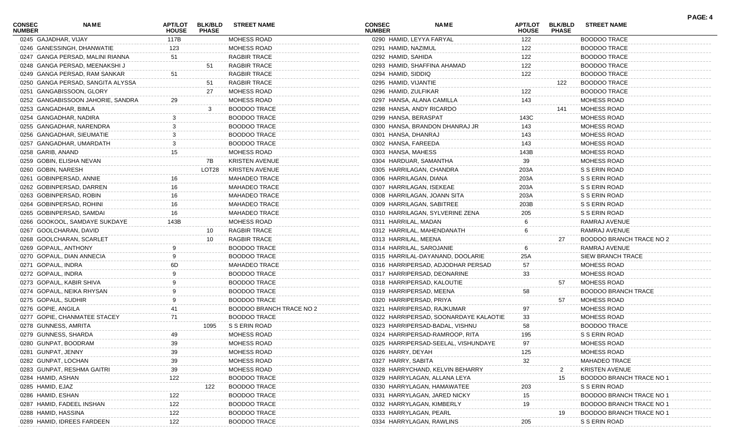| CONSEC NUMBER | NAME | APT/LOT HOUSE | BLK/BLD PHASE | STREET NAME |
|---|---|---|---|---|
| 0245 | GAJADHAR, VIJAY | 117B | | MOHESS ROAD |
| 0246 | GANESSINGH, DHANWATIE | 123 | | MOHESS ROAD |
| 0247 | GANGA PERSAD, MALINI RIANNA | 51 | | RAGBIR TRACE |
| 0248 | GANGA PERSAD, MEENAKSHI J | | 51 | RAGBIR TRACE |
| 0249 | GANGA PERSAD, RAM SANKAR | 51 | | RAGBIR TRACE |
| 0250 | GANGA PERSAD, SANGITA ALYSSA | | 51 | RAGBIR TRACE |
| 0251 | GANGABISSOON, GLORY | | 27 | MOHESS ROAD |
| 0252 | GANGABISSOON JAHORIE, SANDRA | 29 | | MOHESS ROAD |
| 0253 | GANGADHAR, BIMLA | | 3 | BOODOO TRACE |
| 0254 | GANGADHAR, NADIRA | 3 | | BOODOO TRACE |
| 0255 | GANGADHAR, NARENDRA | 3 | | BOODOO TRACE |
| 0256 | GANGADHAR, SIEUMATIE | 3 | | BOODOO TRACE |
| 0257 | GANGADHAR, UMARDATH | 3 | | BOODOO TRACE |
| 0258 | GARIB, ANAND | 15 | | MOHESS ROAD |
| 0259 | GOBIN, ELISHA NEVAN | | 7B | KRISTEN AVENUE |
| 0260 | GOBIN, NARESH | | LOT28 | KRISTEN AVENUE |
| 0261 | GOBINPERSAD, ANNIE | 16 | | MAHADEO TRACE |
| 0262 | GOBINPERSAD, DARREN | 16 | | MAHADEO TRACE |
| 0263 | GOBINPERSAD, ROBIN | 16 | | MAHADEO TRACE |
| 0264 | GOBINPERSAD, ROHINI | 16 | | MAHADEO TRACE |
| 0265 | GOBINPERSAD, SAMDAI | 16 | | MAHADEO TRACE |
| 0266 | GOOKOOL, SAMDAYE SUKDAYE | 143B | | MOHESS ROAD |
| 0267 | GOOLCHARAN, DAVID | | 10 | RAGBIR TRACE |
| 0268 | GOOLCHARAN, SCARLET | | 10 | RAGBIR TRACE |
| 0269 | GOPAUL, ANTHONY | 9 | | BOODOO TRACE |
| 0270 | GOPAUL, DIAN ANNECIA | 9 | | BOODOO TRACE |
| 0271 | GOPAUL, INDRA | 6D | | MAHADEO TRACE |
| 0272 | GOPAUL, INDRA | 9 | | BOODOO TRACE |
| 0273 | GOPAUL, KABIR SHIVA | 9 | | BOODOO TRACE |
| 0274 | GOPAUL, NEIKA RHYSAN | 9 | | BOODOO TRACE |
| 0275 | GOPAUL, SUDHIR | 9 | | BOODOO TRACE |
| 0276 | GOPIE, ANGILA | 41 | | BOODOO BRANCH TRACE NO 2 |
| 0277 | GOPIE, CHANMATEE STACEY | 71 | | BOODOO TRACE |
| 0278 | GUNNESS, AMRITA | | 1095 | S S ERIN ROAD |
| 0279 | GUNNESS, SHARDA | 49 | | MOHESS ROAD |
| 0280 | GUNPAT, BOODRAM | 39 | | MOHESS ROAD |
| 0281 | GUNPAT, JENNY | 39 | | MOHESS ROAD |
| 0282 | GUNPAT, LOCHAN | 39 | | MOHESS ROAD |
| 0283 | GUNPAT, RESHMA GAITRI | 39 | | MOHESS ROAD |
| 0284 | HAMID, ASHAN | 122 | | BOODOO TRACE |
| 0285 | HAMID, EJAZ | | 122 | BOODOO TRACE |
| 0286 | HAMID, ESHAN | 122 | | BOODOO TRACE |
| 0287 | HAMID, FADEEL INSHAN | 122 | | BOODOO TRACE |
| 0288 | HAMID, HASSINA | 122 | | BOODOO TRACE |
| 0289 | HAMID, IDREES FARDEEN | 122 | | BOODOO TRACE |
| 0290 | HAMID, LEYYA FARYAL | 122 | | BOODOO TRACE |
| 0291 | HAMID, NAZIMUL | 122 | | BOODOO TRACE |
| 0292 | HAMID, SAHIDA | 122 | | BOODOO TRACE |
| 0293 | HAMID, SHAFFINA AHAMAD | 122 | | BOODOO TRACE |
| 0294 | HAMID, SIDDIQ | 122 | | BOODOO TRACE |
| 0295 | HAMID, VIJANTIE | | 122 | BOODOO TRACE |
| 0296 | HAMID, ZULFIKAR | 122 | | BOODOO TRACE |
| 0297 | HANSA, ALANA CAMILLA | 143 | | MOHESS ROAD |
| 0298 | HANSA, ANDY RICARDO | | 141 | MOHESS ROAD |
| 0299 | HANSA, BERASPAT | 143C | | MOHESS ROAD |
| 0300 | HANSA, BRANDON DHANRAJ JR | 143 | | MOHESS ROAD |
| 0301 | HANSA, DHANRAJ | 143 | | MOHESS ROAD |
| 0302 | HANSA, FAREEDA | 143 | | MOHESS ROAD |
| 0303 | HANSA, MAHESS | 143B | | MOHESS ROAD |
| 0304 | HARDUAR, SAMANTHA | 39 | | MOHESS ROAD |
| 0305 | HARRILAGAN, CHANDRA | 203A | | S S ERIN ROAD |
| 0306 | HARRILAGAN, DIANA | 203A | | S S ERIN ROAD |
| 0307 | HARRILAGAN, ISEKEAE | 203A | | S S ERIN ROAD |
| 0308 | HARRILAGAN, JOANN SITA | 203A | | S S ERIN ROAD |
| 0309 | HARRILAGAN, SABITREE | 203B | | S S ERIN ROAD |
| 0310 | HARRILAGAN, SYLVERINE ZENA | 205 | | S S ERIN ROAD |
| 0311 | HARRILAL, MADAN | 6 | | RAMRAJ AVENUE |
| 0312 | HARRILAL, MAHENDANATH | 6 | | RAMRAJ AVENUE |
| 0313 | HARRILAL, MEENA | | 27 | BOODOO BRANCH TRACE NO 2 |
| 0314 | HARRILAL, SAROJANIE | 6 | | RAMRAJ AVENUE |
| 0315 | HARRILAL-DAYANAND, DOOLARIE | 25A | | SIEW BRANCH TRACE |
| 0316 | HARRIPERSAD, ADJODHAR PERSAD | 57 | | MOHESS ROAD |
| 0317 | HARRIPERSAD, DEONARINE | 33 | | MOHESS ROAD |
| 0318 | HARRIPERSAD, KALOUTIE | | 57 | MOHESS ROAD |
| 0319 | HARRIPERSAD, MEENA | 58 | | BOODOO BRANCH TRACE |
| 0320 | HARRIPERSAD, PRIYA | | 57 | MOHESS ROAD |
| 0321 | HARRIPERSAD, RAJKUMAR | 97 | | MOHESS ROAD |
| 0322 | HARRIPERSAD, SOONARDAYE KALAOTIE | 33 | | MOHESS ROAD |
| 0323 | HARRIPERSAD-BADAL, VISHNU | 58 | | BOODOO TRACE |
| 0324 | HARRIPERSAD-RAMROOP, RITA | 195 | | S S ERIN ROAD |
| 0325 | HARRIPERSAD-SEELAL, VISHUNDAYE | 97 | | MOHESS ROAD |
| 0326 | HARRY, DEYAH | 125 | | MOHESS ROAD |
| 0327 | HARRY, SABITA | 32 | | MAHADEO TRACE |
| 0328 | HARRYCHAND, KELVIN BEHARRY | | 2 | KRISTEN AVENUE |
| 0329 | HARRYLAGAN, ALLANA LEYA | | 15 | BOODOO BRANCH TRACE NO 1 |
| 0330 | HARRYLAGAN, HAMAWATEE | 203 | | S S ERIN ROAD |
| 0331 | HARRYLAGAN, JARED NICKY | 15 | | BOODOO BRANCH TRACE NO 1 |
| 0332 | HARRYLAGAN, KIMBERLY | 19 | | BOODOO BRANCH TRACE NO 1 |
| 0333 | HARRYLAGAN, PEARL | | 19 | BOODOO BRANCH TRACE NO 1 |
| 0334 | HARRYLAGAN, RAWLINS | 205 | | S S ERIN ROAD |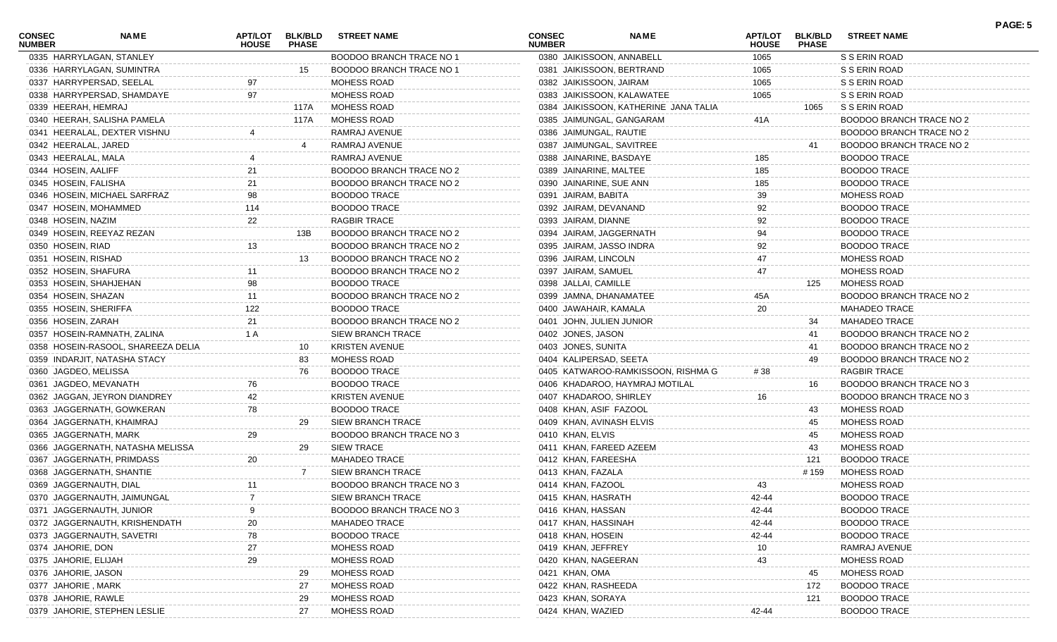| CONSEC NUMBER | NAME | APT/LOT HOUSE | BLK/BLD PHASE | STREET NAME |
|---|---|---|---|---|
| 0335 | HARRYLAGAN, STANLEY | | | BOODOO BRANCH TRACE NO 1 |
| 0336 | HARRYLAGAN, SUMINTRA | | 15 | BOODOO BRANCH TRACE NO 1 |
| 0337 | HARRYPERSAD, SEELAL | 97 | | MOHESS ROAD |
| 0338 | HARRYPERSAD, SHAMDAYE | 97 | | MOHESS ROAD |
| 0339 | HEERAH, HEMRAJ | | 117A | MOHESS ROAD |
| 0340 | HEERAH, SALISHA PAMELA | | 117A | MOHESS ROAD |
| 0341 | HEERALAL, DEXTER VISHNU | 4 | | RAMRAJ AVENUE |
| 0342 | HEERALAL, JARED | | 4 | RAMRAJ AVENUE |
| 0343 | HEERALAL, MALA | 4 | | RAMRAJ AVENUE |
| 0344 | HOSEIN, AALIFF | 21 | | BOODOO BRANCH TRACE NO 2 |
| 0345 | HOSEIN, FALISHA | 21 | | BOODOO BRANCH TRACE NO 2 |
| 0346 | HOSEIN, MICHAEL SARFRAZ | 98 | | BOODOO TRACE |
| 0347 | HOSEIN, MOHAMMED | 114 | | BOODOO TRACE |
| 0348 | HOSEIN, NAZIM | 22 | | RAGBIR TRACE |
| 0349 | HOSEIN, REEYAZ REZAN | | 13B | BOODOO BRANCH TRACE NO 2 |
| 0350 | HOSEIN, RIAD | 13 | | BOODOO BRANCH TRACE NO 2 |
| 0351 | HOSEIN, RISHAD | | 13 | BOODOO BRANCH TRACE NO 2 |
| 0352 | HOSEIN, SHAFURA | 11 | | BOODOO BRANCH TRACE NO 2 |
| 0353 | HOSEIN, SHAHJEHAN | 98 | | BOODOO TRACE |
| 0354 | HOSEIN, SHAZAN | 11 | | BOODOO BRANCH TRACE NO 2 |
| 0355 | HOSEIN, SHERIFFA | 122 | | BOODOO TRACE |
| 0356 | HOSEIN, ZARAH | 21 | | BOODOO BRANCH TRACE NO 2 |
| 0357 | HOSEIN-RAMNATH, ZALINA | 1 A | | SIEW BRANCH TRACE |
| 0358 | HOSEIN-RASOOL, SHAREEZA DELIA | | 10 | KRISTEN AVENUE |
| 0359 | INDARJIT, NATASHA STACY | | 83 | MOHESS ROAD |
| 0360 | JAGDEO, MELISSA | | 76 | BOODOO TRACE |
| 0361 | JAGDEO, MEVANATH | 76 | | BOODOO TRACE |
| 0362 | JAGGAN, JEYRON DIANDREY | 42 | | KRISTEN AVENUE |
| 0363 | JAGGERNATH, GOWKERAN | 78 | | BOODOO TRACE |
| 0364 | JAGGERNATH, KHAIMRAJ | | 29 | SIEW BRANCH TRACE |
| 0365 | JAGGERNATH, MARK | 29 | | BOODOO BRANCH TRACE NO 3 |
| 0366 | JAGGERNATH, NATASHA MELISSA | | 29 | SIEW TRACE |
| 0367 | JAGGERNATH, PRIMDASS | 20 | | MAHADEO TRACE |
| 0368 | JAGGERNATH, SHANTIE | | 7 | SIEW BRANCH TRACE |
| 0369 | JAGGERNAUTH, DIAL | 11 | | BOODOO BRANCH TRACE NO 3 |
| 0370 | JAGGERNAUTH, JAIMUNGAL | 7 | | SIEW BRANCH TRACE |
| 0371 | JAGGERNAUTH, JUNIOR | 9 | | BOODOO BRANCH TRACE NO 3 |
| 0372 | JAGGERNAUTH, KRISHENDATH | 20 | | MAHADEO TRACE |
| 0373 | JAGGERNAUTH, SAVETRI | 78 | | BOODOO TRACE |
| 0374 | JAHORIE, DON | 27 | | MOHESS ROAD |
| 0375 | JAHORIE, ELIJAH | 29 | | MOHESS ROAD |
| 0376 | JAHORIE, JASON | | 29 | MOHESS ROAD |
| 0377 | JAHORIE , MARK | | 27 | MOHESS ROAD |
| 0378 | JAHORIE, RAWLE | | 29 | MOHESS ROAD |
| 0379 | JAHORIE, STEPHEN LESLIE | | 27 | MOHESS ROAD |
| 0380 | JAIKISSOON, ANNABELL | 1065 | | S S ERIN ROAD |
| 0381 | JAIKISSOON, BERTRAND | 1065 | | S S ERIN ROAD |
| 0382 | JAIKISSOON, JAIRAM | 1065 | | S S ERIN ROAD |
| 0383 | JAIKISSOON, KALAWATEE | 1065 | | S S ERIN ROAD |
| 0384 | JAIKISSOON, KATHERINE JANA TALIA | | 1065 | S S ERIN ROAD |
| 0385 | JAIMUNGAL, GANGARAM | 41A | | BOODOO BRANCH TRACE NO 2 |
| 0386 | JAIMUNGAL, RAUTIE | | | BOODOO BRANCH TRACE NO 2 |
| 0387 | JAIMUNGAL, SAVITREE | | 41 | BOODOO BRANCH TRACE NO 2 |
| 0388 | JAINARINE, BASDAYE | 185 | | BOODOO TRACE |
| 0389 | JAINARINE, MALTEE | 185 | | BOODOO TRACE |
| 0390 | JAINARINE, SUE ANN | 185 | | BOODOO TRACE |
| 0391 | JAIRAM, BABITA | 39 | | MOHESS ROAD |
| 0392 | JAIRAM, DEVANAND | 92 | | BOODOO TRACE |
| 0393 | JAIRAM, DIANNE | 92 | | BOODOO TRACE |
| 0394 | JAIRAM, JAGGERNATH | 94 | | BOODOO TRACE |
| 0395 | JAIRAM, JASSO INDRA | 92 | | BOODOO TRACE |
| 0396 | JAIRAM, LINCOLN | 47 | | MOHESS ROAD |
| 0397 | JAIRAM, SAMUEL | 47 | | MOHESS ROAD |
| 0398 | JALLAI, CAMILLE | | 125 | MOHESS ROAD |
| 0399 | JAMNA, DHANAMATEE | 45A | | BOODOO BRANCH TRACE NO 2 |
| 0400 | JAWAHAIR, KAMALA | 20 | | MAHADEO TRACE |
| 0401 | JOHN, JULIEN JUNIOR | | 34 | MAHADEO TRACE |
| 0402 | JONES, JASON | | 41 | BOODOO BRANCH TRACE NO 2 |
| 0403 | JONES, SUNITA | | 41 | BOODOO BRANCH TRACE NO 2 |
| 0404 | KALIPERSAD, SEETA | | 49 | BOODOO BRANCH TRACE NO 2 |
| 0405 | KATWAROO-RAMKISSOON, RISHMA G | # 38 | | RAGBIR TRACE |
| 0406 | KHADAROO, HAYMRAJ MOTILAL | | 16 | BOODOO BRANCH TRACE NO 3 |
| 0407 | KHADAROO, SHIRLEY | 16 | | BOODOO BRANCH TRACE NO 3 |
| 0408 | KHAN, ASIF FAZOOL | | 43 | MOHESS ROAD |
| 0409 | KHAN, AVINASH ELVIS | | 45 | MOHESS ROAD |
| 0410 | KHAN, ELVIS | | 45 | MOHESS ROAD |
| 0411 | KHAN, FAREED AZEEM | | 43 | MOHESS ROAD |
| 0412 | KHAN, FAREESHA | | 121 | BOODOO TRACE |
| 0413 | KHAN, FAZALA | | # 159 | MOHESS ROAD |
| 0414 | KHAN, FAZOOL | 43 | | MOHESS ROAD |
| 0415 | KHAN, HASRATH | 42-44 | | BOODOO TRACE |
| 0416 | KHAN, HASSAN | 42-44 | | BOODOO TRACE |
| 0417 | KHAN, HASSINAH | 42-44 | | BOODOO TRACE |
| 0418 | KHAN, HOSEIN | 42-44 | | BOODOO TRACE |
| 0419 | KHAN, JEFFREY | 10 | | RAMRAJ AVENUE |
| 0420 | KHAN, NAGEERAN | 43 | | MOHESS ROAD |
| 0421 | KHAN, OMA | | 45 | MOHESS ROAD |
| 0422 | KHAN, RASHEEDA | | 172 | BOODOO TRACE |
| 0423 | KHAN, SORAYA | | 121 | BOODOO TRACE |
| 0424 | KHAN, WAZIED | 42-44 | | BOODOO TRACE |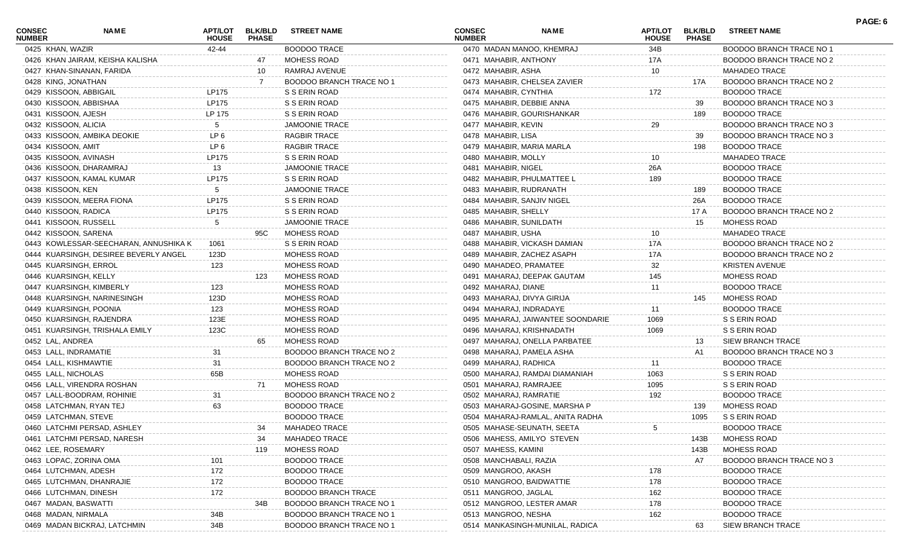| CONSEC NUMBER | NAME | APT/LOT HOUSE | BLK/BLD PHASE | STREET NAME |
|---|---|---|---|---|
| 0425 | KHAN, WAZIR | 42-44 | | BOODOO TRACE |
| 0426 | KHAN JAIRAM, KEISHA KALISHA | | 47 | MOHESS ROAD |
| 0427 | KHAN-SINANAN, FARIDA | | 10 | RAMRAJ AVENUE |
| 0428 | KING, JONATHAN | | 7 | BOODOO BRANCH TRACE NO 1 |
| 0429 | KISSOON, ABBIGAIL | LP175 | | S S ERIN ROAD |
| 0430 | KISSOON, ABBISHAA | LP175 | | S S ERIN ROAD |
| 0431 | KISSOON, AJESH | LP 175 | | S S ERIN ROAD |
| 0432 | KISSOON, ALICIA | 5 | | JAMOONIE TRACE |
| 0433 | KISSOON, AMBIKA DEOKIE | LP 6 | | RAGBIR TRACE |
| 0434 | KISSOON, AMIT | LP 6 | | RAGBIR TRACE |
| 0435 | KISSOON, AVINASH | LP175 | | S S ERIN ROAD |
| 0436 | KISSOON, DHARAMRAJ | 13 | | JAMOONIE TRACE |
| 0437 | KISSOON, KAMAL KUMAR | LP175 | | S S ERIN ROAD |
| 0438 | KISSOON, KEN | 5 | | JAMOONIE TRACE |
| 0439 | KISSOON, MEERA FIONA | LP175 | | S S ERIN ROAD |
| 0440 | KISSOON, RADICA | LP175 | | S S ERIN ROAD |
| 0441 | KISSOON, RUSSELL | 5 | | JAMOONIE TRACE |
| 0442 | KISSOON, SARENA | | 95C | MOHESS ROAD |
| 0443 | KOWLESSAR-SEECHARAN, ANNUSHIKA K | 1061 | | S S ERIN ROAD |
| 0444 | KUARSINGH, DESIREE BEVERLY ANGEL | 123D | | MOHESS ROAD |
| 0445 | KUARSINGH, ERROL | 123 | | MOHESS ROAD |
| 0446 | KUARSINGH, KELLY | | 123 | MOHESS ROAD |
| 0447 | KUARSINGH, KIMBERLY | 123 | | MOHESS ROAD |
| 0448 | KUARSINGH, NARINESINGH | 123D | | MOHESS ROAD |
| 0449 | KUARSINGH, POONIA | 123 | | MOHESS ROAD |
| 0450 | KUARSINGH, RAJENDRA | 123E | | MOHESS ROAD |
| 0451 | KUARSINGH, TRISHALA EMILY | 123C | | MOHESS ROAD |
| 0452 | LAL, ANDREA | | 65 | MOHESS ROAD |
| 0453 | LALL, INDRAMATIE | 31 | | BOODOO BRANCH TRACE NO 2 |
| 0454 | LALL, KISHMAWTIE | 31 | | BOODOO BRANCH TRACE NO 2 |
| 0455 | LALL, NICHOLAS | 65B | | MOHESS ROAD |
| 0456 | LALL, VIRENDRA ROSHAN | | 71 | MOHESS ROAD |
| 0457 | LALL-BOODRAM, ROHINIE | 31 | | BOODOO BRANCH TRACE NO 2 |
| 0458 | LATCHMAN, RYAN TEJ | 63 | | BOODOO TRACE |
| 0459 | LATCHMAN, STEVE | | | BOODOO TRACE |
| 0460 | LATCHMI PERSAD, ASHLEY | | 34 | MAHADEO TRACE |
| 0461 | LATCHMI PERSAD, NARESH | | 34 | MAHADEO TRACE |
| 0462 | LEE, ROSEMARY | | 119 | MOHESS ROAD |
| 0463 | LOPAC, ZORINA OMA | 101 | | BOODOO TRACE |
| 0464 | LUTCHMAN, ADESH | 172 | | BOODOO TRACE |
| 0465 | LUTCHMAN, DHANRAJIE | 172 | | BOODOO TRACE |
| 0466 | LUTCHMAN, DINESH | 172 | | BOODOO BRANCH TRACE |
| 0467 | MADAN, BASWATTI | | 34B | BOODOO BRANCH TRACE NO 1 |
| 0468 | MADAN, NIRMALA | 34B | | BOODOO BRANCH TRACE NO 1 |
| 0469 | MADAN BICKRAJ, LATCHMIN | 34B | | BOODOO BRANCH TRACE NO 1 |
| 0470 | MADAN MANOO, KHEMRAJ | 34B | | BOODOO BRANCH TRACE NO 1 |
| 0471 | MAHABIR, ANTHONY | 17A | | BOODOO BRANCH TRACE NO 2 |
| 0472 | MAHABIR, ASHA | 10 | | MAHADEO TRACE |
| 0473 | MAHABIR, CHELSEA ZAVIER | | 17A | BOODOO BRANCH TRACE NO 2 |
| 0474 | MAHABIR, CYNTHIA | 172 | | BOODOO TRACE |
| 0475 | MAHABIR, DEBBIE ANNA | | 39 | BOODOO BRANCH TRACE NO 3 |
| 0476 | MAHABIR, GOURISHANKAR | | 189 | BOODOO TRACE |
| 0477 | MAHABIR, KEVIN | 29 | | BOODOO BRANCH TRACE NO 3 |
| 0478 | MAHABIR, LISA | | 39 | BOODOO BRANCH TRACE NO 3 |
| 0479 | MAHABIR, MARIA MARLA | | 198 | BOODOO TRACE |
| 0480 | MAHABIR, MOLLY | 10 | | MAHADEO TRACE |
| 0481 | MAHABIR, NIGEL | 26A | | BOODOO TRACE |
| 0482 | MAHABIR, PHULMATTEE L | 189 | | BOODOO TRACE |
| 0483 | MAHABIR, RUDRANATH | | 189 | BOODOO TRACE |
| 0484 | MAHABIR, SANJIV NIGEL | | 26A | BOODOO TRACE |
| 0485 | MAHABIR, SHELLY | | 17 A | BOODOO BRANCH TRACE NO 2 |
| 0486 | MAHABIR, SUNILDATH | | 15 | MOHESS ROAD |
| 0487 | MAHABIR, USHA | 10 | | MAHADEO TRACE |
| 0488 | MAHABIR, VICKASH DAMIAN | 17A | | BOODOO BRANCH TRACE NO 2 |
| 0489 | MAHABIR, ZACHEZ ASAPH | 17A | | BOODOO BRANCH TRACE NO 2 |
| 0490 | MAHADEO, PRAMATEE | 32 | | KRISTEN AVENUE |
| 0491 | MAHARAJ, DEEPAK GAUTAM | 145 | | MOHESS ROAD |
| 0492 | MAHARAJ, DIANE | 11 | | BOODOO TRACE |
| 0493 | MAHARAJ, DIVYA GIRIJA | | 145 | MOHESS ROAD |
| 0494 | MAHARAJ, INDRADAYE | 11 | | BOODOO TRACE |
| 0495 | MAHARAJ, JAIWANTEE SOONDARIE | 1069 | | S S ERIN ROAD |
| 0496 | MAHARAJ, KRISHNADATH | 1069 | | S S ERIN ROAD |
| 0497 | MAHARAJ, ONELLA PARBATEE | | 13 | SIEW BRANCH TRACE |
| 0498 | MAHARAJ, PAMELA ASHA | | A1 | BOODOO BRANCH TRACE NO 3 |
| 0499 | MAHARAJ, RADHICA | 11 | | BOODOO TRACE |
| 0500 | MAHARAJ, RAMDAI DIAMANIAH | 1063 | | S S ERIN ROAD |
| 0501 | MAHARAJ, RAMRAJEE | 1095 | | S S ERIN ROAD |
| 0502 | MAHARAJ, RAMRATIE | 192 | | BOODOO TRACE |
| 0503 | MAHARAJ-GOSINE, MARSHA P | | 139 | MOHESS ROAD |
| 0504 | MAHARAJ-RAMLAL, ANITA RADHA | | 1095 | S S ERIN ROAD |
| 0505 | MAHASE-SEUNATH, SEETA | 5 | | BOODOO TRACE |
| 0506 | MAHESS, AMILYO STEVEN | | 143B | MOHESS ROAD |
| 0507 | MAHESS, KAMINI | | 143B | MOHESS ROAD |
| 0508 | MANCHABALI, RAZIA | | A7 | BOODOO BRANCH TRACE NO 3 |
| 0509 | MANGROO, AKASH | 178 | | BOODOO TRACE |
| 0510 | MANGROO, BAIDWATTIE | 178 | | BOODOO TRACE |
| 0511 | MANGROO, JAGLAL | 162 | | BOODOO TRACE |
| 0512 | MANGROO, LESTER AMAR | 178 | | BOODOO TRACE |
| 0513 | MANGROO, NESHA | 162 | | BOODOO TRACE |
| 0514 | MANKASINGH-MUNILAL, RADICA | | 63 | SIEW BRANCH TRACE |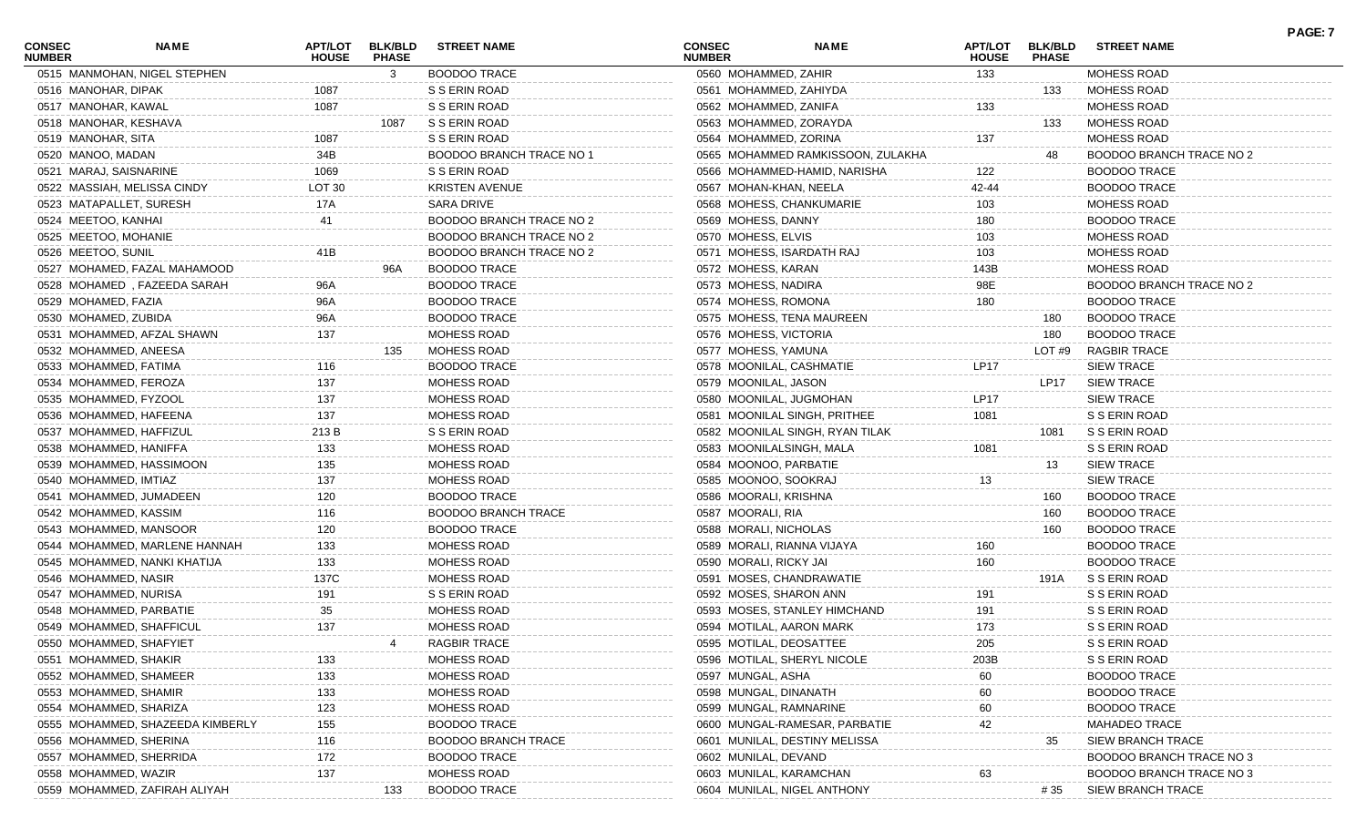| CONSEC NUMBER | NAME | APT/LOT HOUSE | BLK/BLD PHASE | STREET NAME |
|---|---|---|---|---|
| 0515 | MANMOHAN, NIGEL STEPHEN | | 3 | BOODOO TRACE |
| 0516 | MANOHAR, DIPAK | 1087 | | S S ERIN ROAD |
| 0517 | MANOHAR, KAWAL | 1087 | | S S ERIN ROAD |
| 0518 | MANOHAR, KESHAVA | | 1087 | S S ERIN ROAD |
| 0519 | MANOHAR, SITA | 1087 | | S S ERIN ROAD |
| 0520 | MANOO, MADAN | 34B | | BOODOO BRANCH TRACE NO 1 |
| 0521 | MARAJ, SAISNARINE | 1069 | | S S ERIN ROAD |
| 0522 | MASSIAH, MELISSA CINDY | LOT 30 | | KRISTEN AVENUE |
| 0523 | MATAPALLET, SURESH | 17A | | SARA DRIVE |
| 0524 | MEETOO, KANHAI | 41 | | BOODOO BRANCH TRACE NO 2 |
| 0525 | MEETOO, MOHANIE | | | BOODOO BRANCH TRACE NO 2 |
| 0526 | MEETOO, SUNIL | 41B | | BOODOO BRANCH TRACE NO 2 |
| 0527 | MOHAMED, FAZAL MAHAMOOD | | 96A | BOODOO TRACE |
| 0528 | MOHAMED , FAZEEDA SARAH | 96A | | BOODOO TRACE |
| 0529 | MOHAMED, FAZIA | 96A | | BOODOO TRACE |
| 0530 | MOHAMED, ZUBIDA | 96A | | BOODOO TRACE |
| 0531 | MOHAMMED, AFZAL SHAWN | 137 | | MOHESS ROAD |
| 0532 | MOHAMMED, ANEESA | | 135 | MOHESS ROAD |
| 0533 | MOHAMMED, FATIMA | 116 | | BOODOO TRACE |
| 0534 | MOHAMMED, FEROZA | 137 | | MOHESS ROAD |
| 0535 | MOHAMMED, FYZOOL | 137 | | MOHESS ROAD |
| 0536 | MOHAMMED, HAFEENA | 137 | | MOHESS ROAD |
| 0537 | MOHAMMED, HAFFIZUL | 213 B | | S S ERIN ROAD |
| 0538 | MOHAMMED, HANIFFA | 133 | | MOHESS ROAD |
| 0539 | MOHAMMED, HASSIMOON | 135 | | MOHESS ROAD |
| 0540 | MOHAMMED, IMTIAZ | 137 | | MOHESS ROAD |
| 0541 | MOHAMMED, JUMADEEN | 120 | | BOODOO TRACE |
| 0542 | MOHAMMED, KASSIM | 116 | | BOODOO BRANCH TRACE |
| 0543 | MOHAMMED, MANSOOR | 120 | | BOODOO TRACE |
| 0544 | MOHAMMED, MARLENE HANNAH | 133 | | MOHESS ROAD |
| 0545 | MOHAMMED, NANKI KHATIJA | 133 | | MOHESS ROAD |
| 0546 | MOHAMMED, NASIR | 137C | | MOHESS ROAD |
| 0547 | MOHAMMED, NURISA | 191 | | S S ERIN ROAD |
| 0548 | MOHAMMED, PARBATIE | 35 | | MOHESS ROAD |
| 0549 | MOHAMMED, SHAFFICUL | 137 | | MOHESS ROAD |
| 0550 | MOHAMMED, SHAFYIET | | 4 | RAGBIR TRACE |
| 0551 | MOHAMMED, SHAKIR | 133 | | MOHESS ROAD |
| 0552 | MOHAMMED, SHAMEER | 133 | | MOHESS ROAD |
| 0553 | MOHAMMED, SHAMIR | 133 | | MOHESS ROAD |
| 0554 | MOHAMMED, SHARIZA | 123 | | MOHESS ROAD |
| 0555 | MOHAMMED, SHAZEEDA KIMBERLY | 155 | | BOODOO TRACE |
| 0556 | MOHAMMED, SHERINA | 116 | | BOODOO BRANCH TRACE |
| 0557 | MOHAMMED, SHERRIDA | 172 | | BOODOO TRACE |
| 0558 | MOHAMMED, WAZIR | 137 | | MOHESS ROAD |
| 0559 | MOHAMMED, ZAFIRAH ALIYAH | | 133 | BOODOO TRACE |
| 0560 | MOHAMMED, ZAHIR | 133 | | MOHESS ROAD |
| 0561 | MOHAMMED, ZAHIYDA | | 133 | MOHESS ROAD |
| 0562 | MOHAMMED, ZANIFA | 133 | | MOHESS ROAD |
| 0563 | MOHAMMED, ZORAYDA | | 133 | MOHESS ROAD |
| 0564 | MOHAMMED, ZORINA | 137 | | MOHESS ROAD |
| 0565 | MOHAMMED RAMKISSOON, ZULAKHA | | 48 | BOODOO BRANCH TRACE NO 2 |
| 0566 | MOHAMMED-HAMID, NARISHA | 122 | | BOODOO TRACE |
| 0567 | MOHAN-KHAN, NEELA | 42-44 | | BOODOO TRACE |
| 0568 | MOHESS, CHANKUMARIE | 103 | | MOHESS ROAD |
| 0569 | MOHESS, DANNY | 180 | | BOODOO TRACE |
| 0570 | MOHESS, ELVIS | 103 | | MOHESS ROAD |
| 0571 | MOHESS, ISARDATH RAJ | 103 | | MOHESS ROAD |
| 0572 | MOHESS, KARAN | 143B | | MOHESS ROAD |
| 0573 | MOHESS, NADIRA | 98E | | BOODOO BRANCH TRACE NO 2 |
| 0574 | MOHESS, ROMONA | 180 | | BOODOO TRACE |
| 0575 | MOHESS, TENA MAUREEN | | 180 | BOODOO TRACE |
| 0576 | MOHESS, VICTORIA | | 180 | BOODOO TRACE |
| 0577 | MOHESS, YAMUNA | | LOT #9 | RAGBIR TRACE |
| 0578 | MOONILAL, CASHMATIE | LP17 | | SIEW TRACE |
| 0579 | MOONILAL, JASON | | LP17 | SIEW TRACE |
| 0580 | MOONILAL, JUGMOHAN | LP17 | | SIEW TRACE |
| 0581 | MOONILAL SINGH, PRITHEE | 1081 | | S S ERIN ROAD |
| 0582 | MOONILAL SINGH, RYAN TILAK | | 1081 | S S ERIN ROAD |
| 0583 | MOONILALSINGH, MALA | 1081 | | S S ERIN ROAD |
| 0584 | MOONOO, PARBATIE | | 13 | SIEW TRACE |
| 0585 | MOONOO, SOOKRAJ | 13 | | SIEW TRACE |
| 0586 | MOORALI, KRISHNA | | 160 | BOODOO TRACE |
| 0587 | MOORALI, RIA | | 160 | BOODOO TRACE |
| 0588 | MORALI, NICHOLAS | | 160 | BOODOO TRACE |
| 0589 | MORALI, RIANNA VIJAYA | 160 | | BOODOO TRACE |
| 0590 | MORALI, RICKY JAI | 160 | | BOODOO TRACE |
| 0591 | MOSES, CHANDRAWATIE | | 191A | S S ERIN ROAD |
| 0592 | MOSES, SHARON ANN | 191 | | S S ERIN ROAD |
| 0593 | MOSES, STANLEY HIMCHAND | 191 | | S S ERIN ROAD |
| 0594 | MOTILAL, AARON MARK | 173 | | S S ERIN ROAD |
| 0595 | MOTILAL, DEOSATTEE | 205 | | S S ERIN ROAD |
| 0596 | MOTILAL, SHERYL NICOLE | 203B | | S S ERIN ROAD |
| 0597 | MUNGAL, ASHA | 60 | | BOODOO TRACE |
| 0598 | MUNGAL, DINANATH | 60 | | BOODOO TRACE |
| 0599 | MUNGAL, RAMNARINE | 60 | | BOODOO TRACE |
| 0600 | MUNGAL-RAMESAR, PARBATIE | 42 | | MAHADEO TRACE |
| 0601 | MUNILAL, DESTINY MELISSA | | 35 | SIEW BRANCH TRACE |
| 0602 | MUNILAL, DEVAND | | | BOODOO BRANCH TRACE NO 3 |
| 0603 | MUNILAL, KARAMCHAN | 63 | | BOODOO BRANCH TRACE NO 3 |
| 0604 | MUNILAL, NIGEL ANTHONY | | # 35 | SIEW BRANCH TRACE |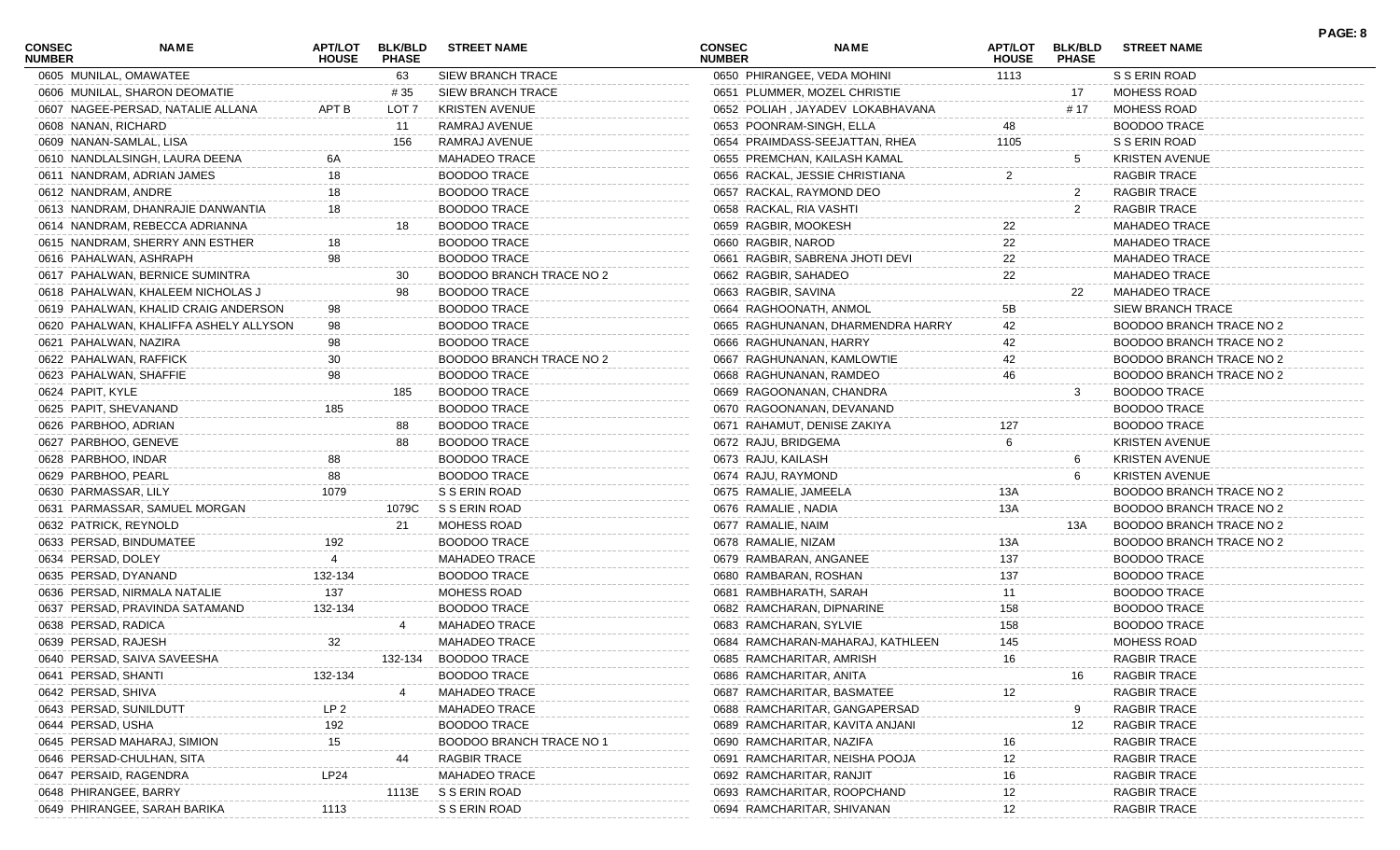| CONSEC NUMBER | NAME | APT/LOT HOUSE | BLK/BLD PHASE | STREET NAME |
|---|---|---|---|---|
| 0605 | MUNILAL, OMAWATEE | | 63 | SIEW BRANCH TRACE |
| 0606 | MUNILAL, SHARON DEOMATIE | | # 35 | SIEW BRANCH TRACE |
| 0607 | NAGEE-PERSAD, NATALIE ALLANA | APT B | LOT 7 | KRISTEN AVENUE |
| 0608 | NANAN, RICHARD | | 11 | RAMRAJ AVENUE |
| 0609 | NANAN-SAMLAL, LISA | | 156 | RAMRAJ AVENUE |
| 0610 | NANDLALSINGH, LAURA DEENA | 6A | | MAHADEO TRACE |
| 0611 | NANDRAM, ADRIAN JAMES | 18 | | BOODOO TRACE |
| 0612 | NANDRAM, ANDRE | 18 | | BOODOO TRACE |
| 0613 | NANDRAM, DHANRAJIE DANWANTIA | 18 | | BOODOO TRACE |
| 0614 | NANDRAM, REBECCA ADRIANNA | | 18 | BOODOO TRACE |
| 0615 | NANDRAM, SHERRY ANN ESTHER | 18 | | BOODOO TRACE |
| 0616 | PAHALWAN, ASHRAPH | 98 | | BOODOO TRACE |
| 0617 | PAHALWAN, BERNICE SUMINTRA | | 30 | BOODOO BRANCH TRACE NO 2 |
| 0618 | PAHALWAN, KHALEEM NICHOLAS J | | 98 | BOODOO TRACE |
| 0619 | PAHALWAN, KHALID CRAIG ANDERSON | 98 | | BOODOO TRACE |
| 0620 | PAHALWAN, KHALIFFA ASHELY ALLYSON | 98 | | BOODOO TRACE |
| 0621 | PAHALWAN, NAZIRA | 98 | | BOODOO TRACE |
| 0622 | PAHALWAN, RAFFICK | 30 | | BOODOO BRANCH TRACE NO 2 |
| 0623 | PAHALWAN, SHAFFIE | 98 | | BOODOO TRACE |
| 0624 | PAPIT, KYLE | | 185 | BOODOO TRACE |
| 0625 | PAPIT, SHEVANAND | 185 | | BOODOO TRACE |
| 0626 | PARBHOO, ADRIAN | | 88 | BOODOO TRACE |
| 0627 | PARBHOO, GENEVE | | 88 | BOODOO TRACE |
| 0628 | PARBHOO, INDAR | 88 | | BOODOO TRACE |
| 0629 | PARBHOO, PEARL | 88 | | BOODOO TRACE |
| 0630 | PARMASSAR, LILY | 1079 | | S S ERIN ROAD |
| 0631 | PARMASSAR, SAMUEL MORGAN | | 1079C | S S ERIN ROAD |
| 0632 | PATRICK, REYNOLD | | 21 | MOHESS ROAD |
| 0633 | PERSAD, BINDUMATEE | 192 | | BOODOO TRACE |
| 0634 | PERSAD, DOLEY | 4 | | MAHADEO TRACE |
| 0635 | PERSAD, DYANAND | 132-134 | | BOODOO TRACE |
| 0636 | PERSAD, NIRMALA NATALIE | 137 | | MOHESS ROAD |
| 0637 | PERSAD, PRAVINDA SATAMAND | 132-134 | | BOODOO TRACE |
| 0638 | PERSAD, RADICA | | 4 | MAHADEO TRACE |
| 0639 | PERSAD, RAJESH | 32 | | MAHADEO TRACE |
| 0640 | PERSAD, SAIVA SAVEESHA | | 132-134 | BOODOO TRACE |
| 0641 | PERSAD, SHANTI | 132-134 | | BOODOO TRACE |
| 0642 | PERSAD, SHIVA | | 4 | MAHADEO TRACE |
| 0643 | PERSAD, SUNILDUTT | LP 2 | | MAHADEO TRACE |
| 0644 | PERSAD, USHA | 192 | | BOODOO TRACE |
| 0645 | PERSAD MAHARAJ, SIMION | 15 | | BOODOO BRANCH TRACE NO 1 |
| 0646 | PERSAD-CHULHAN, SITA | | 44 | RAGBIR TRACE |
| 0647 | PERSAID, RAGENDRA | LP24 | | MAHADEO TRACE |
| 0648 | PHIRANGEE, BARRY | | 1113E | S S ERIN ROAD |
| 0649 | PHIRANGEE, SARAH BARIKA | 1113 | | S S ERIN ROAD |
| 0650 | PHIRANGEE, VEDA MOHINI | 1113 | | S S ERIN ROAD |
| 0651 | PLUMMER, MOZEL CHRISTIE | | 17 | MOHESS ROAD |
| 0652 | POLIAH , JAYADEV LOKABHAVANA | | # 17 | MOHESS ROAD |
| 0653 | POONRAM-SINGH, ELLA | 48 | | BOODOO TRACE |
| 0654 | PRAIMDASS-SEEJATTAN, RHEA | 1105 | | S S ERIN ROAD |
| 0655 | PREMCHAN, KAILASH KAMAL | | 5 | KRISTEN AVENUE |
| 0656 | RACKAL, JESSIE CHRISTIANA | 2 | | RAGBIR TRACE |
| 0657 | RACKAL, RAYMOND DEO | | 2 | RAGBIR TRACE |
| 0658 | RACKAL, RIA VASHTI | | 2 | RAGBIR TRACE |
| 0659 | RAGBIR, MOOKESH | 22 | | MAHADEO TRACE |
| 0660 | RAGBIR, NAROD | 22 | | MAHADEO TRACE |
| 0661 | RAGBIR, SABRENA JHOTI DEVI | 22 | | MAHADEO TRACE |
| 0662 | RAGBIR, SAHADEO | 22 | | MAHADEO TRACE |
| 0663 | RAGBIR, SAVINA | | 22 | MAHADEO TRACE |
| 0664 | RAGHOONATH, ANMOL | 5B | | SIEW BRANCH TRACE |
| 0665 | RAGHUNANAN, DHARMENDRA HARRY | 42 | | BOODOO BRANCH TRACE NO 2 |
| 0666 | RAGHUNANAN, HARRY | 42 | | BOODOO BRANCH TRACE NO 2 |
| 0667 | RAGHUNANAN, KAMLOWTIE | 42 | | BOODOO BRANCH TRACE NO 2 |
| 0668 | RAGHUNANAN, RAMDEO | 46 | | BOODOO BRANCH TRACE NO 2 |
| 0669 | RAGOONANAN, CHANDRA | | 3 | BOODOO TRACE |
| 0670 | RAGOONANAN, DEVANAND | | | BOODOO TRACE |
| 0671 | RAHAMUT, DENISE ZAKIYA | 127 | | BOODOO TRACE |
| 0672 | RAJU, BRIDGEMA | 6 | | KRISTEN AVENUE |
| 0673 | RAJU, KAILASH | | 6 | KRISTEN AVENUE |
| 0674 | RAJU, RAYMOND | | 6 | KRISTEN AVENUE |
| 0675 | RAMALIE, JAMEELA | 13A | | BOODOO BRANCH TRACE NO 2 |
| 0676 | RAMALIE , NADIA | 13A | | BOODOO BRANCH TRACE NO 2 |
| 0677 | RAMALIE, NAIM | | 13A | BOODOO BRANCH TRACE NO 2 |
| 0678 | RAMALIE, NIZAM | 13A | | BOODOO BRANCH TRACE NO 2 |
| 0679 | RAMBARAN, ANGANEE | 137 | | BOODOO TRACE |
| 0680 | RAMBARAN, ROSHAN | 137 | | BOODOO TRACE |
| 0681 | RAMBHARATH, SARAH | 11 | | BOODOO TRACE |
| 0682 | RAMCHARAN, DIPNARINE | 158 | | BOODOO TRACE |
| 0683 | RAMCHARAN, SYLVIE | 158 | | BOODOO TRACE |
| 0684 | RAMCHARAN-MAHARAJ, KATHLEEN | 145 | | MOHESS ROAD |
| 0685 | RAMCHARITAR, AMRISH | 16 | | RAGBIR TRACE |
| 0686 | RAMCHARITAR, ANITA | | 16 | RAGBIR TRACE |
| 0687 | RAMCHARITAR, BASMATEE | 12 | | RAGBIR TRACE |
| 0688 | RAMCHARITAR, GANGAPERSAD | | 9 | RAGBIR TRACE |
| 0689 | RAMCHARITAR, KAVITA ANJANI | | 12 | RAGBIR TRACE |
| 0690 | RAMCHARITAR, NAZIFA | 16 | | RAGBIR TRACE |
| 0691 | RAMCHARITAR, NEISHA POOJA | 12 | | RAGBIR TRACE |
| 0692 | RAMCHARITAR, RANJIT | 16 | | RAGBIR TRACE |
| 0693 | RAMCHARITAR, ROOPCHAND | 12 | | RAGBIR TRACE |
| 0694 | RAMCHARITAR, SHIVANAN | 12 | | RAGBIR TRACE |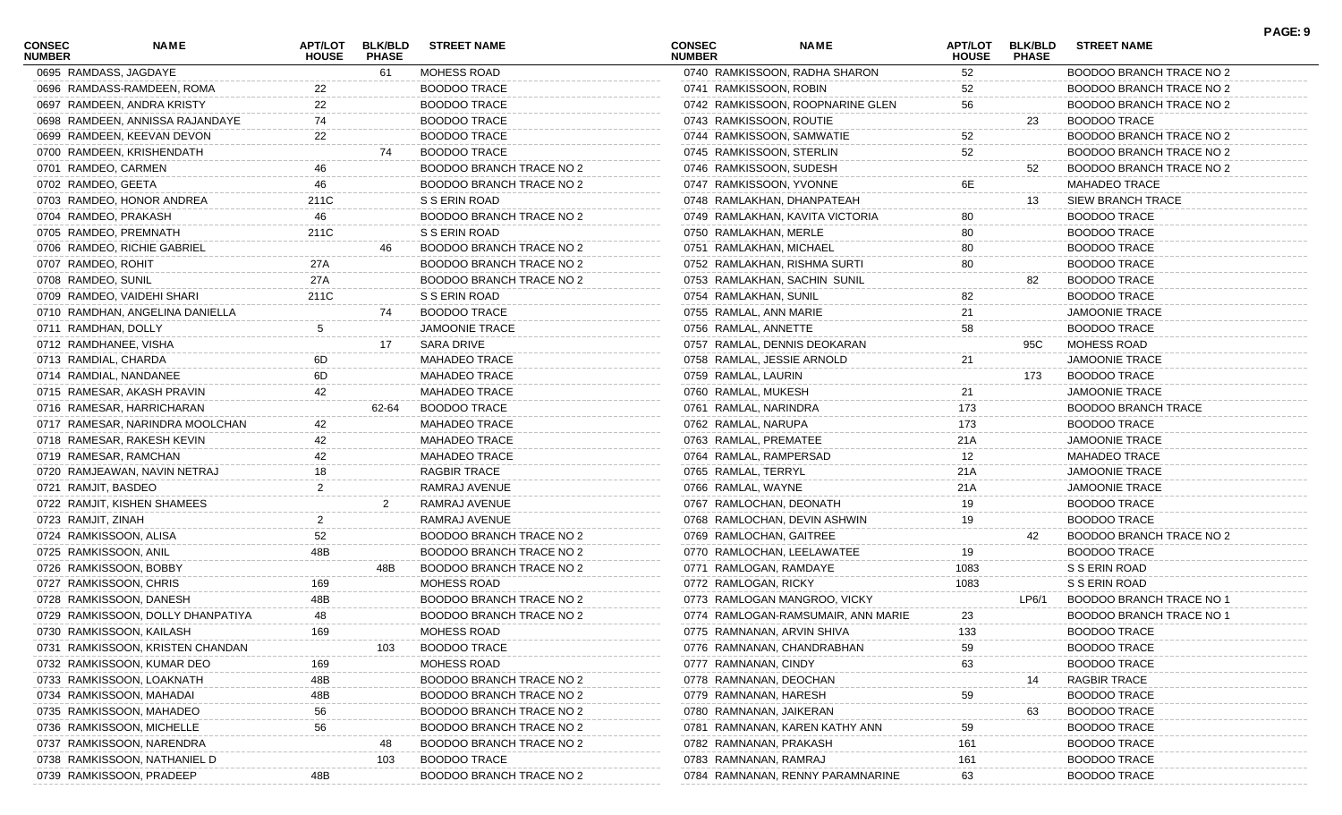| CONSEC NUMBER | NAME | APT/LOT HOUSE | BLK/BLD PHASE | STREET NAME |
|---|---|---|---|---|
| 0695 | RAMDASS, JAGDAYE | | 61 | MOHESS ROAD |
| 0696 | RAMDASS-RAMDEEN, ROMA | 22 | | BOODOO TRACE |
| 0697 | RAMDEEN, ANDRA KRISTY | 22 | | BOODOO TRACE |
| 0698 | RAMDEEN, ANNISSA RAJANDAYE | 74 | | BOODOO TRACE |
| 0699 | RAMDEEN, KEEVAN DEVON | 22 | | BOODOO TRACE |
| 0700 | RAMDEEN, KRISHENDATH | | 74 | BOODOO TRACE |
| 0701 | RAMDEO, CARMEN | 46 | | BOODOO BRANCH TRACE NO 2 |
| 0702 | RAMDEO, GEETA | 46 | | BOODOO BRANCH TRACE NO 2 |
| 0703 | RAMDEO, HONOR ANDREA | 211C | | S S ERIN ROAD |
| 0704 | RAMDEO, PRAKASH | 46 | | BOODOO BRANCH TRACE NO 2 |
| 0705 | RAMDEO, PREMNATH | 211C | | S S ERIN ROAD |
| 0706 | RAMDEO, RICHIE GABRIEL | | 46 | BOODOO BRANCH TRACE NO 2 |
| 0707 | RAMDEO, ROHIT | 27A | | BOODOO BRANCH TRACE NO 2 |
| 0708 | RAMDEO, SUNIL | 27A | | BOODOO BRANCH TRACE NO 2 |
| 0709 | RAMDEO, VAIDEHI SHARI | 211C | | S S ERIN ROAD |
| 0710 | RAMDHAN, ANGELINA DANIELLA | | 74 | BOODOO TRACE |
| 0711 | RAMDHAN, DOLLY | 5 | | JAMOONIE TRACE |
| 0712 | RAMDHANEE, VISHA | | 17 | SARA DRIVE |
| 0713 | RAMDIAL, CHARDA | 6D | | MAHADEO TRACE |
| 0714 | RAMDIAL, NANDANEE | 6D | | MAHADEO TRACE |
| 0715 | RAMESAR, AKASH PRAVIN | 42 | | MAHADEO TRACE |
| 0716 | RAMESAR, HARRICHARAN | | 62-64 | BOODOO TRACE |
| 0717 | RAMESAR, NARINDRA MOOLCHAN | 42 | | MAHADEO TRACE |
| 0718 | RAMESAR, RAKESH KEVIN | 42 | | MAHADEO TRACE |
| 0719 | RAMESAR, RAMCHAN | 42 | | MAHADEO TRACE |
| 0720 | RAMJEAWAN, NAVIN NETRAJ | 18 | | RAGBIR TRACE |
| 0721 | RAMJIT, BASDEO | 2 | | RAMRAJ AVENUE |
| 0722 | RAMJIT, KISHEN SHAMEES | | 2 | RAMRAJ AVENUE |
| 0723 | RAMJIT, ZINAH | 2 | | RAMRAJ AVENUE |
| 0724 | RAMKISSOON, ALISA | 52 | | BOODOO BRANCH TRACE NO 2 |
| 0725 | RAMKISSOON, ANIL | 48B | | BOODOO BRANCH TRACE NO 2 |
| 0726 | RAMKISSOON, BOBBY | | 48B | BOODOO BRANCH TRACE NO 2 |
| 0727 | RAMKISSOON, CHRIS | 169 | | MOHESS ROAD |
| 0728 | RAMKISSOON, DANESH | 48B | | BOODOO BRANCH TRACE NO 2 |
| 0729 | RAMKISSOON, DOLLY DHANPATIYA | 48 | | BOODOO BRANCH TRACE NO 2 |
| 0730 | RAMKISSOON, KAILASH | 169 | | MOHESS ROAD |
| 0731 | RAMKISSOON, KRISTEN CHANDAN | | 103 | BOODOO TRACE |
| 0732 | RAMKISSOON, KUMAR DEO | 169 | | MOHESS ROAD |
| 0733 | RAMKISSOON, LOAKNATH | 48B | | BOODOO BRANCH TRACE NO 2 |
| 0734 | RAMKISSOON, MAHADAI | 48B | | BOODOO BRANCH TRACE NO 2 |
| 0735 | RAMKISSOON, MAHADEO | 56 | | BOODOO BRANCH TRACE NO 2 |
| 0736 | RAMKISSOON, MICHELLE | 56 | | BOODOO BRANCH TRACE NO 2 |
| 0737 | RAMKISSOON, NARENDRA | | 48 | BOODOO BRANCH TRACE NO 2 |
| 0738 | RAMKISSOON, NATHANIEL D | | 103 | BOODOO TRACE |
| 0739 | RAMKISSOON, PRADEEP | 48B | | BOODOO BRANCH TRACE NO 2 |
| 0740 | RAMKISSOON, RADHA SHARON | 52 | | BOODOO BRANCH TRACE NO 2 |
| 0741 | RAMKISSOON, ROBIN | 52 | | BOODOO BRANCH TRACE NO 2 |
| 0742 | RAMKISSOON, ROOPNARINE GLEN | 56 | | BOODOO BRANCH TRACE NO 2 |
| 0743 | RAMKISSOON, ROUTIE | | 23 | BOODOO TRACE |
| 0744 | RAMKISSOON, SAMWATIE | 52 | | BOODOO BRANCH TRACE NO 2 |
| 0745 | RAMKISSOON, STERLIN | 52 | | BOODOO BRANCH TRACE NO 2 |
| 0746 | RAMKISSOON, SUDESH | | 52 | BOODOO BRANCH TRACE NO 2 |
| 0747 | RAMKISSOON, YVONNE | 6E | | MAHADEO TRACE |
| 0748 | RAMLAKHAN, DHANPATEAH | | 13 | SIEW BRANCH TRACE |
| 0749 | RAMLAKHAN, KAVITA VICTORIA | 80 | | BOODOO TRACE |
| 0750 | RAMLAKHAN, MERLE | 80 | | BOODOO TRACE |
| 0751 | RAMLAKHAN, MICHAEL | 80 | | BOODOO TRACE |
| 0752 | RAMLAKHAN, RISHMA SURTI | 80 | | BOODOO TRACE |
| 0753 | RAMLAKHAN, SACHIN SUNIL | | 82 | BOODOO TRACE |
| 0754 | RAMLAKHAN, SUNIL | 82 | | BOODOO TRACE |
| 0755 | RAMLAL, ANN MARIE | 21 | | JAMOONIE TRACE |
| 0756 | RAMLAL, ANNETTE | 58 | | BOODOO TRACE |
| 0757 | RAMLAL, DENNIS DEOKARAN | | 95C | MOHESS ROAD |
| 0758 | RAMLAL, JESSIE ARNOLD | 21 | | JAMOONIE TRACE |
| 0759 | RAMLAL, LAURIN | | 173 | BOODOO TRACE |
| 0760 | RAMLAL, MUKESH | 21 | | JAMOONIE TRACE |
| 0761 | RAMLAL, NARINDRA | 173 | | BOODOO BRANCH TRACE |
| 0762 | RAMLAL, NARUPA | 173 | | BOODOO TRACE |
| 0763 | RAMLAL, PREMATEE | 21A | | JAMOONIE TRACE |
| 0764 | RAMLAL, RAMPERSAD | 12 | | MAHADEO TRACE |
| 0765 | RAMLAL, TERRYL | 21A | | JAMOONIE TRACE |
| 0766 | RAMLAL, WAYNE | 21A | | JAMOONIE TRACE |
| 0767 | RAMLOCHAN, DEONATH | 19 | | BOODOO TRACE |
| 0768 | RAMLOCHAN, DEVIN ASHWIN | 19 | | BOODOO TRACE |
| 0769 | RAMLOCHAN, GAITREE | | 42 | BOODOO BRANCH TRACE NO 2 |
| 0770 | RAMLOCHAN, LEELAWATEE | 19 | | BOODOO TRACE |
| 0771 | RAMLOGAN, RAMDAYE | 1083 | | S S ERIN ROAD |
| 0772 | RAMLOGAN, RICKY | 1083 | | S S ERIN ROAD |
| 0773 | RAMLOGAN MANGROO, VICKY | | LP6/1 | BOODOO BRANCH TRACE NO 1 |
| 0774 | RAMLOGAN-RAMSUMAIR, ANN MARIE | 23 | | BOODOO BRANCH TRACE NO 1 |
| 0775 | RAMNANAN, ARVIN SHIVA | 133 | | BOODOO TRACE |
| 0776 | RAMNANAN, CHANDRABHAN | 59 | | BOODOO TRACE |
| 0777 | RAMNANAN, CINDY | 63 | | BOODOO TRACE |
| 0778 | RAMNANAN, DEOCHAN | | 14 | RAGBIR TRACE |
| 0779 | RAMNANAN, HARESH | 59 | | BOODOO TRACE |
| 0780 | RAMNANAN, JAIKERAN | | 63 | BOODOO TRACE |
| 0781 | RAMNANAN, KAREN KATHY ANN | 59 | | BOODOO TRACE |
| 0782 | RAMNANAN, PRAKASH | 161 | | BOODOO TRACE |
| 0783 | RAMNANAN, RAMRAJ | 161 | | BOODOO TRACE |
| 0784 | RAMNANAN, RENNY PARAMNARINE | 63 | | BOODOO TRACE |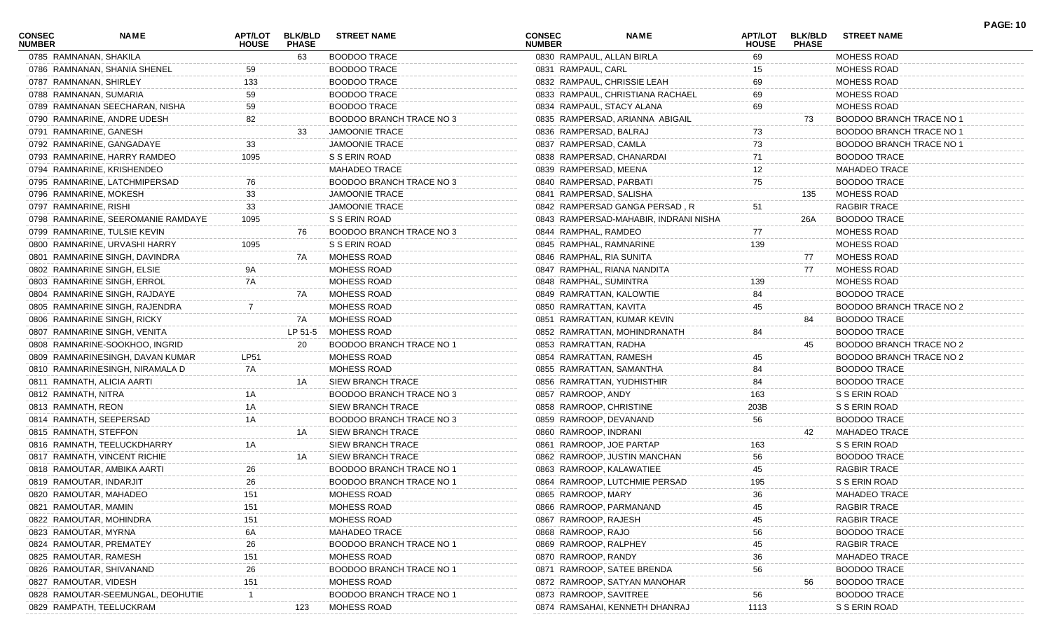| CONSEC NUMBER | NAME | APT/LOT HOUSE | BLK/BLD PHASE | STREET NAME |
|---|---|---|---|---|
| 0785 | RAMNANAN, SHAKILA | | 63 | BOODOO TRACE |
| 0786 | RAMNANAN, SHANIA SHENEL | 59 | | BOODOO TRACE |
| 0787 | RAMNANAN, SHIRLEY | 133 | | BOODOO TRACE |
| 0788 | RAMNANAN, SUMARIA | 59 | | BOODOO TRACE |
| 0789 | RAMNANAN SEECHARAN, NISHA | 59 | | BOODOO TRACE |
| 0790 | RAMNARINE, ANDRE UDESH | 82 | | BOODOO BRANCH TRACE NO 3 |
| 0791 | RAMNARINE, GANESH | | 33 | JAMOONIE TRACE |
| 0792 | RAMNARINE, GANGADAYE | 33 | | JAMOONIE TRACE |
| 0793 | RAMNARINE, HARRY RAMDEO | 1095 | | S S ERIN ROAD |
| 0794 | RAMNARINE, KRISHENDEO | | | MAHADEO TRACE |
| 0795 | RAMNARINE, LATCHMIPERSAD | 76 | | BOODOO BRANCH TRACE NO 3 |
| 0796 | RAMNARINE, MOKESH | 33 | | JAMOONIE TRACE |
| 0797 | RAMNARINE, RISHI | 33 | | JAMOONIE TRACE |
| 0798 | RAMNARINE, SEEROMANIE RAMDAYE | 1095 | | S S ERIN ROAD |
| 0799 | RAMNARINE, TULSIE KEVIN | | 76 | BOODOO BRANCH TRACE NO 3 |
| 0800 | RAMNARINE, URVASHI HARRY | 1095 | | S S ERIN ROAD |
| 0801 | RAMNARINE SINGH, DAVINDRA | | 7A | MOHESS ROAD |
| 0802 | RAMNARINE SINGH, ELSIE | 9A | | MOHESS ROAD |
| 0803 | RAMNARINE SINGH, ERROL | 7A | | MOHESS ROAD |
| 0804 | RAMNARINE SINGH, RAJDAYE | | 7A | MOHESS ROAD |
| 0805 | RAMNARINE SINGH, RAJENDRA | 7 | | MOHESS ROAD |
| 0806 | RAMNARINE SINGH, RICKY | | 7A | MOHESS ROAD |
| 0807 | RAMNARINE SINGH, VENITA | | LP 51-5 | MOHESS ROAD |
| 0808 | RAMNARINE-SOOKHOO, INGRID | | 20 | BOODOO BRANCH TRACE NO 1 |
| 0809 | RAMNARINESINGH, DAVAN KUMAR | LP51 | | MOHESS ROAD |
| 0810 | RAMNARINESINGH, NIRAMALA D | 7A | | MOHESS ROAD |
| 0811 | RAMNATH, ALICIA AARTI | | 1A | SIEW BRANCH TRACE |
| 0812 | RAMNATH, NITRA | 1A | | BOODOO BRANCH TRACE NO 3 |
| 0813 | RAMNATH, REON | 1A | | SIEW BRANCH TRACE |
| 0814 | RAMNATH, SEEPERSAD | 1A | | BOODOO BRANCH TRACE NO 3 |
| 0815 | RAMNATH, STEFFON | | 1A | SIEW BRANCH TRACE |
| 0816 | RAMNATH, TEELUCKDHARRY | 1A | | SIEW BRANCH TRACE |
| 0817 | RAMNATH, VINCENT RICHIE | | 1A | SIEW BRANCH TRACE |
| 0818 | RAMOUTAR, AMBIKA AARTI | 26 | | BOODOO BRANCH TRACE NO 1 |
| 0819 | RAMOUTAR, INDARJIT | 26 | | BOODOO BRANCH TRACE NO 1 |
| 0820 | RAMOUTAR, MAHADEO | 151 | | MOHESS ROAD |
| 0821 | RAMOUTAR, MAMIN | 151 | | MOHESS ROAD |
| 0822 | RAMOUTAR, MOHINDRA | 151 | | MOHESS ROAD |
| 0823 | RAMOUTAR, MYRNA | 6A | | MAHADEO TRACE |
| 0824 | RAMOUTAR, PREMATEY | 26 | | BOODOO BRANCH TRACE NO 1 |
| 0825 | RAMOUTAR, RAMESH | 151 | | MOHESS ROAD |
| 0826 | RAMOUTAR, SHIVANAND | 26 | | BOODOO BRANCH TRACE NO 1 |
| 0827 | RAMOUTAR, VIDESH | 151 | | MOHESS ROAD |
| 0828 | RAMOUTAR-SEEMUNGAL, DEOHUTIE | 1 | | BOODOO BRANCH TRACE NO 1 |
| 0829 | RAMPATH, TEELUCKRAM | | 123 | MOHESS ROAD |
| 0830 | RAMPAUL, ALLAN BIRLA | 69 | | MOHESS ROAD |
| 0831 | RAMPAUL, CARL | 15 | | MOHESS ROAD |
| 0832 | RAMPAUL, CHRISSIE LEAH | 69 | | MOHESS ROAD |
| 0833 | RAMPAUL, CHRISTIANA RACHAEL | 69 | | MOHESS ROAD |
| 0834 | RAMPAUL, STACY ALANA | 69 | | MOHESS ROAD |
| 0835 | RAMPERSAD, ARIANNA ABIGAIL | | 73 | BOODOO BRANCH TRACE NO 1 |
| 0836 | RAMPERSAD, BALRAJ | 73 | | BOODOO BRANCH TRACE NO 1 |
| 0837 | RAMPERSAD, CAMLA | 73 | | BOODOO BRANCH TRACE NO 1 |
| 0838 | RAMPERSAD, CHANARDAI | 71 | | BOODOO TRACE |
| 0839 | RAMPERSAD, MEENA | 12 | | MAHADEO TRACE |
| 0840 | RAMPERSAD, PARBATI | 75 | | BOODOO TRACE |
| 0841 | RAMPERSAD, SALISHA | | 135 | MOHESS ROAD |
| 0842 | RAMPERSAD GANGA PERSAD , R | 51 | | RAGBIR TRACE |
| 0843 | RAMPERSAD-MAHABIR, INDRANI NISHA | | 26A | BOODOO TRACE |
| 0844 | RAMPHAL, RAMDEO | 77 | | MOHESS ROAD |
| 0845 | RAMPHAL, RAMNARINE | 139 | | MOHESS ROAD |
| 0846 | RAMPHAL, RIA SUNITA | | 77 | MOHESS ROAD |
| 0847 | RAMPHAL, RIANA NANDITA | | 77 | MOHESS ROAD |
| 0848 | RAMPHAL, SUMINTRA | 139 | | MOHESS ROAD |
| 0849 | RAMRATTAN, KALOWTIE | 84 | | BOODOO TRACE |
| 0850 | RAMRATTAN, KAVITA | 45 | | BOODOO BRANCH TRACE NO 2 |
| 0851 | RAMRATTAN, KUMAR KEVIN | | 84 | BOODOO TRACE |
| 0852 | RAMRATTAN, MOHINDRANATH | 84 | | BOODOO TRACE |
| 0853 | RAMRATTAN, RADHA | | 45 | BOODOO BRANCH TRACE NO 2 |
| 0854 | RAMRATTAN, RAMESH | 45 | | BOODOO BRANCH TRACE NO 2 |
| 0855 | RAMRATTAN, SAMANTHA | 84 | | BOODOO TRACE |
| 0856 | RAMRATTAN, YUDHISTHIR | 84 | | BOODOO TRACE |
| 0857 | RAMROOP, ANDY | 163 | | S S ERIN ROAD |
| 0858 | RAMROOP, CHRISTINE | 203B | | S S ERIN ROAD |
| 0859 | RAMROOP, DEVANAND | 56 | | BOODOO TRACE |
| 0860 | RAMROOP, INDRANI | | 42 | MAHADEO TRACE |
| 0861 | RAMROOP, JOE PARTAP | 163 | | S S ERIN ROAD |
| 0862 | RAMROOP, JUSTIN MANCHAN | 56 | | BOODOO TRACE |
| 0863 | RAMROOP, KALAWATIEE | 45 | | RAGBIR TRACE |
| 0864 | RAMROOP, LUTCHMIE PERSAD | 195 | | S S ERIN ROAD |
| 0865 | RAMROOP, MARY | 36 | | MAHADEO TRACE |
| 0866 | RAMROOP, PARMANAND | 45 | | RAGBIR TRACE |
| 0867 | RAMROOP, RAJESH | 45 | | RAGBIR TRACE |
| 0868 | RAMROOP, RAJO | 56 | | BOODOO TRACE |
| 0869 | RAMROOP, RALPHEY | 45 | | RAGBIR TRACE |
| 0870 | RAMROOP, RANDY | 36 | | MAHADEO TRACE |
| 0871 | RAMROOP, SATEE BRENDA | 56 | | BOODOO TRACE |
| 0872 | RAMROOP, SATYAN MANOHAR | | 56 | BOODOO TRACE |
| 0873 | RAMROOP, SAVITREE | 56 | | BOODOO TRACE |
| 0874 | RAMSAHAI, KENNETH DHANRAJ | 1113 | | S S ERIN ROAD |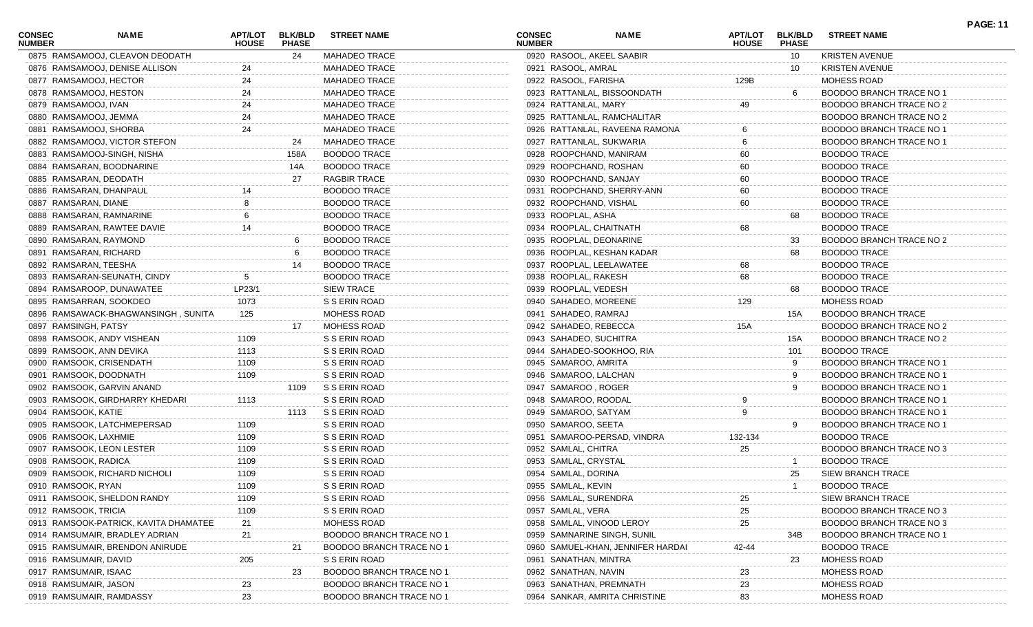| CONSEC NUMBER | NAME | APT/LOT HOUSE | BLK/BLD PHASE | STREET NAME |
|---|---|---|---|---|
| 0875 | RAMSAMOOJ, CLEAVON DEODATH | | 24 | MAHADEO TRACE |
| 0876 | RAMSAMOOJ, DENISE ALLISON | 24 | | MAHADEO TRACE |
| 0877 | RAMSAMOOJ, HECTOR | 24 | | MAHADEO TRACE |
| 0878 | RAMSAMOOJ, HESTON | 24 | | MAHADEO TRACE |
| 0879 | RAMSAMOOJ, IVAN | 24 | | MAHADEO TRACE |
| 0880 | RAMSAMOOJ, JEMMA | 24 | | MAHADEO TRACE |
| 0881 | RAMSAMOOJ, SHORBA | 24 | | MAHADEO TRACE |
| 0882 | RAMSAMOOJ, VICTOR STEFON | | 24 | MAHADEO TRACE |
| 0883 | RAMSAMOOJ-SINGH, NISHA | | 158A | BOODOO TRACE |
| 0884 | RAMSARAN, BOODNARINE | | 14A | BOODOO TRACE |
| 0885 | RAMSARAN, DEODATH | | 27 | RAGBIR TRACE |
| 0886 | RAMSARAN, DHANPAUL | 14 | | BOODOO TRACE |
| 0887 | RAMSARAN, DIANE | 8 | | BOODOO TRACE |
| 0888 | RAMSARAN, RAMNARINE | 6 | | BOODOO TRACE |
| 0889 | RAMSARAN, RAWTEE DAVIE | 14 | | BOODOO TRACE |
| 0890 | RAMSARAN, RAYMOND | | 6 | BOODOO TRACE |
| 0891 | RAMSARAN, RICHARD | | 6 | BOODOO TRACE |
| 0892 | RAMSARAN, TEESHA | | 14 | BOODOO TRACE |
| 0893 | RAMSARAN-SEUNATH, CINDY | 5 | | BOODOO TRACE |
| 0894 | RAMSAROOP, DUNAWATEE | LP23/1 | | SIEW TRACE |
| 0895 | RAMSARRAN, SOOKDEO | 1073 | | S S ERIN ROAD |
| 0896 | RAMSAWACK-BHAGWANSINGH , SUNITA | 125 | | MOHESS ROAD |
| 0897 | RAMSINGH, PATSY | | 17 | MOHESS ROAD |
| 0898 | RAMSOOK, ANDY VISHEAN | 1109 | | S S ERIN ROAD |
| 0899 | RAMSOOK, ANN DEVIKA | 1113 | | S S ERIN ROAD |
| 0900 | RAMSOOK, CRISENDATH | 1109 | | S S ERIN ROAD |
| 0901 | RAMSOOK, DOODNATH | 1109 | | S S ERIN ROAD |
| 0902 | RAMSOOK, GARVIN ANAND | | 1109 | S S ERIN ROAD |
| 0903 | RAMSOOK, GIRDHARRY KHEDARI | 1113 | | S S ERIN ROAD |
| 0904 | RAMSOOK, KATIE | | 1113 | S S ERIN ROAD |
| 0905 | RAMSOOK, LATCHMEPERSAD | 1109 | | S S ERIN ROAD |
| 0906 | RAMSOOK, LAXHMIE | 1109 | | S S ERIN ROAD |
| 0907 | RAMSOOK, LEON LESTER | 1109 | | S S ERIN ROAD |
| 0908 | RAMSOOK, RADICA | 1109 | | S S ERIN ROAD |
| 0909 | RAMSOOK, RICHARD NICHOLI | 1109 | | S S ERIN ROAD |
| 0910 | RAMSOOK, RYAN | 1109 | | S S ERIN ROAD |
| 0911 | RAMSOOK, SHELDON RANDY | 1109 | | S S ERIN ROAD |
| 0912 | RAMSOOK, TRICIA | 1109 | | S S ERIN ROAD |
| 0913 | RAMSOOK-PATRICK, KAVITA DHAMATEE | 21 | | MOHESS ROAD |
| 0914 | RAMSUMAIR, BRADLEY ADRIAN | 21 | | BOODOO BRANCH TRACE NO 1 |
| 0915 | RAMSUMAIR, BRENDON ANIRUDE | | 21 | BOODOO BRANCH TRACE NO 1 |
| 0916 | RAMSUMAIR, DAVID | 205 | | S S ERIN ROAD |
| 0917 | RAMSUMAIR, ISAAC | | 23 | BOODOO BRANCH TRACE NO 1 |
| 0918 | RAMSUMAIR, JASON | 23 | | BOODOO BRANCH TRACE NO 1 |
| 0919 | RAMSUMAIR, RAMDASSY | 23 | | BOODOO BRANCH TRACE NO 1 |
| 0920 | RASOOL, AKEEL SAABIR | | 10 | KRISTEN AVENUE |
| 0921 | RASOOL, AMRAL | | 10 | KRISTEN AVENUE |
| 0922 | RASOOL, FARISHA | 129B | | MOHESS ROAD |
| 0923 | RATTANLAL, BISSOONDATH | | 6 | BOODOO BRANCH TRACE NO 1 |
| 0924 | RATTANLAL, MARY | 49 | | BOODOO BRANCH TRACE NO 2 |
| 0925 | RATTANLAL, RAMCHALITAR | | | BOODOO BRANCH TRACE NO 2 |
| 0926 | RATTANLAL, RAVEENA RAMONA | 6 | | BOODOO BRANCH TRACE NO 1 |
| 0927 | RATTANLAL, SUKWARIA | 6 | | BOODOO BRANCH TRACE NO 1 |
| 0928 | ROOPCHAND, MANIRAM | 60 | | BOODOO TRACE |
| 0929 | ROOPCHAND, ROSHAN | 60 | | BOODOO TRACE |
| 0930 | ROOPCHAND, SANJAY | 60 | | BOODOO TRACE |
| 0931 | ROOPCHAND, SHERRY-ANN | 60 | | BOODOO TRACE |
| 0932 | ROOPCHAND, VISHAL | 60 | | BOODOO TRACE |
| 0933 | ROOPLAL, ASHA | | 68 | BOODOO TRACE |
| 0934 | ROOPLAL, CHAITNATH | 68 | | BOODOO TRACE |
| 0935 | ROOPLAL, DEONARINE | | 33 | BOODOO BRANCH TRACE NO 2 |
| 0936 | ROOPLAL, KESHAN KADAR | | 68 | BOODOO TRACE |
| 0937 | ROOPLAL, LEELAWATEE | 68 | | BOODOO TRACE |
| 0938 | ROOPLAL, RAKESH | 68 | | BOODOO TRACE |
| 0939 | ROOPLAL, VEDESH | | 68 | BOODOO TRACE |
| 0940 | SAHADEO, MOREENE | 129 | | MOHESS ROAD |
| 0941 | SAHADEO, RAMRAJ | | 15A | BOODOO BRANCH TRACE |
| 0942 | SAHADEO, REBECCA | 15A | | BOODOO BRANCH TRACE NO 2 |
| 0943 | SAHADEO, SUCHITRA | | 15A | BOODOO BRANCH TRACE NO 2 |
| 0944 | SAHADEO-SOOKHOO, RIA | | 101 | BOODOO TRACE |
| 0945 | SAMAROO, AMRITA | | 9 | BOODOO BRANCH TRACE NO 1 |
| 0946 | SAMAROO, LALCHAN | | 9 | BOODOO BRANCH TRACE NO 1 |
| 0947 | SAMAROO , ROGER | | 9 | BOODOO BRANCH TRACE NO 1 |
| 0948 | SAMAROO, ROODAL | 9 | | BOODOO BRANCH TRACE NO 1 |
| 0949 | SAMAROO, SATYAM | 9 | | BOODOO BRANCH TRACE NO 1 |
| 0950 | SAMAROO, SEETA | | 9 | BOODOO BRANCH TRACE NO 1 |
| 0951 | SAMAROO-PERSAD, VINDRA | 132-134 | | BOODOO TRACE |
| 0952 | SAMLAL, CHITRA | 25 | | BOODOO BRANCH TRACE NO 3 |
| 0953 | SAMLAL, CRYSTAL | | 1 | BOODOO TRACE |
| 0954 | SAMLAL, DORINA | | 25 | SIEW BRANCH TRACE |
| 0955 | SAMLAL, KEVIN | | 1 | BOODOO TRACE |
| 0956 | SAMLAL, SURENDRA | 25 | | SIEW BRANCH TRACE |
| 0957 | SAMLAL, VERA | 25 | | BOODOO BRANCH TRACE NO 3 |
| 0958 | SAMLAL, VINOOD LEROY | 25 | | BOODOO BRANCH TRACE NO 3 |
| 0959 | SAMNARINE SINGH, SUNIL | | 34B | BOODOO BRANCH TRACE NO 1 |
| 0960 | SAMUEL-KHAN, JENNIFER HARDAI | 42-44 | | BOODOO TRACE |
| 0961 | SANATHAN, MINTRA | | 23 | MOHESS ROAD |
| 0962 | SANATHAN, NAVIN | 23 | | MOHESS ROAD |
| 0963 | SANATHAN, PREMNATH | 23 | | MOHESS ROAD |
| 0964 | SANKAR, AMRITA CHRISTINE | 83 | | MOHESS ROAD |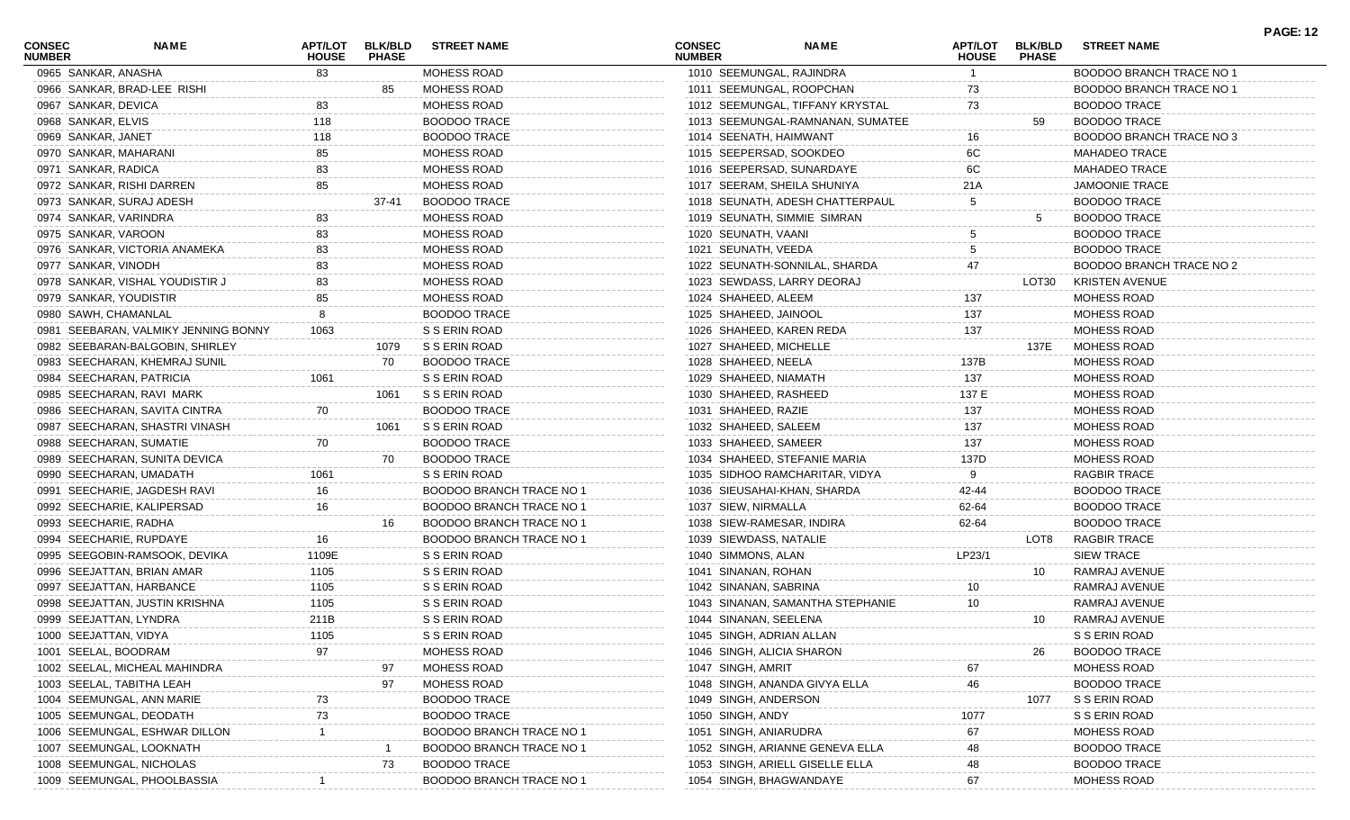| CONSEC NUMBER | NAME | APT/LOT HOUSE | BLK/BLD PHASE | STREET NAME |
|---|---|---|---|---|
| 0965 | SANKAR, ANASHA | 83 | | MOHESS ROAD |
| 0966 | SANKAR, BRAD-LEE RISHI | | 85 | MOHESS ROAD |
| 0967 | SANKAR, DEVICA | 83 | | MOHESS ROAD |
| 0968 | SANKAR, ELVIS | 118 | | BOODOO TRACE |
| 0969 | SANKAR, JANET | 118 | | BOODOO TRACE |
| 0970 | SANKAR, MAHARANI | 85 | | MOHESS ROAD |
| 0971 | SANKAR, RADICA | 83 | | MOHESS ROAD |
| 0972 | SANKAR, RISHI DARREN | 85 | | MOHESS ROAD |
| 0973 | SANKAR, SURAJ ADESH | | 37-41 | BOODOO TRACE |
| 0974 | SANKAR, VARINDRA | 83 | | MOHESS ROAD |
| 0975 | SANKAR, VAROON | 83 | | MOHESS ROAD |
| 0976 | SANKAR, VICTORIA ANAMEKA | 83 | | MOHESS ROAD |
| 0977 | SANKAR, VINODH | 83 | | MOHESS ROAD |
| 0978 | SANKAR, VISHAL YOUDISTIR J | 83 | | MOHESS ROAD |
| 0979 | SANKAR, YOUDISTIR | 85 | | MOHESS ROAD |
| 0980 | SAWH, CHAMANLAL | 8 | | BOODOO TRACE |
| 0981 | SEEBARAN, VALMIKY JENNING BONNY | 1063 | | S S ERIN ROAD |
| 0982 | SEEBARAN-BALGOBIN, SHIRLEY | | 1079 | S S ERIN ROAD |
| 0983 | SEECHARAN, KHEMRAJ SUNIL | | 70 | BOODOO TRACE |
| 0984 | SEECHARAN, PATRICIA | 1061 | | S S ERIN ROAD |
| 0985 | SEECHARAN, RAVI MARK | | 1061 | S S ERIN ROAD |
| 0986 | SEECHARAN, SAVITA CINTRA | 70 | | BOODOO TRACE |
| 0987 | SEECHARAN, SHASTRI VINASH | | 1061 | S S ERIN ROAD |
| 0988 | SEECHARAN, SUMATIE | 70 | | BOODOO TRACE |
| 0989 | SEECHARAN, SUNITA DEVICA | | 70 | BOODOO TRACE |
| 0990 | SEECHARAN, UMADATH | 1061 | | S S ERIN ROAD |
| 0991 | SEECHARIE, JAGDESH RAVI | 16 | | BOODOO BRANCH TRACE NO 1 |
| 0992 | SEECHARIE, KALIPERSAD | 16 | | BOODOO BRANCH TRACE NO 1 |
| 0993 | SEECHARIE, RADHA | | 16 | BOODOO BRANCH TRACE NO 1 |
| 0994 | SEECHARIE, RUPDAYE | 16 | | BOODOO BRANCH TRACE NO 1 |
| 0995 | SEEGOBIN-RAMSOOK, DEVIKA | 1109E | | S S ERIN ROAD |
| 0996 | SEEJATTAN, BRIAN AMAR | 1105 | | S S ERIN ROAD |
| 0997 | SEEJATTAN, HARBANCE | 1105 | | S S ERIN ROAD |
| 0998 | SEEJATTAN, JUSTIN KRISHNA | 1105 | | S S ERIN ROAD |
| 0999 | SEEJATTAN, LYNDRA | 211B | | S S ERIN ROAD |
| 1000 | SEEJATTAN, VIDYA | 1105 | | S S ERIN ROAD |
| 1001 | SEELAL, BOODRAM | 97 | | MOHESS ROAD |
| 1002 | SEELAL, MICHEAL MAHINDRA | | 97 | MOHESS ROAD |
| 1003 | SEELAL, TABITHA LEAH | | 97 | MOHESS ROAD |
| 1004 | SEEMUNGAL, ANN MARIE | 73 | | BOODOO TRACE |
| 1005 | SEEMUNGAL, DEODATH | 73 | | BOODOO TRACE |
| 1006 | SEEMUNGAL, ESHWAR DILLON | 1 | | BOODOO BRANCH TRACE NO 1 |
| 1007 | SEEMUNGAL, LOOKNATH | | 1 | BOODOO BRANCH TRACE NO 1 |
| 1008 | SEEMUNGAL, NICHOLAS | | 73 | BOODOO TRACE |
| 1009 | SEEMUNGAL, PHOOLBASSIA | 1 | | BOODOO BRANCH TRACE NO 1 |
| 1010 | SEEMUNGAL, RAJINDRA | 1 | | BOODOO BRANCH TRACE NO 1 |
| 1011 | SEEMUNGAL, ROOPCHAN | 73 | | BOODOO BRANCH TRACE NO 1 |
| 1012 | SEEMUNGAL, TIFFANY KRYSTAL | 73 | | BOODOO TRACE |
| 1013 | SEEMUNGAL-RAMNANAN, SUMATEE | | 59 | BOODOO TRACE |
| 1014 | SEENATH, HAIMWANT | 16 | | BOODOO BRANCH TRACE NO 3 |
| 1015 | SEEPERSAD, SOOKDEO | 6C | | MAHADEO TRACE |
| 1016 | SEEPERSAD, SUNARDAYE | 6C | | MAHADEO TRACE |
| 1017 | SEERAM, SHEILA SHUNIYA | 21A | | JAMOONIE TRACE |
| 1018 | SEUNATH, ADESH CHATTERPAUL | 5 | | BOODOO TRACE |
| 1019 | SEUNATH, SIMMIE SIMRAN | | 5 | BOODOO TRACE |
| 1020 | SEUNATH, VAANI | 5 | | BOODOO TRACE |
| 1021 | SEUNATH, VEEDA | 5 | | BOODOO TRACE |
| 1022 | SEUNATH-SONNILAL, SHARDA | 47 | | BOODOO BRANCH TRACE NO 2 |
| 1023 | SEWDASS, LARRY DEORAJ | | LOT30 | KRISTEN AVENUE |
| 1024 | SHAHEED, ALEEM | 137 | | MOHESS ROAD |
| 1025 | SHAHEED, JAINOOL | 137 | | MOHESS ROAD |
| 1026 | SHAHEED, KAREN REDA | 137 | | MOHESS ROAD |
| 1027 | SHAHEED, MICHELLE | | 137E | MOHESS ROAD |
| 1028 | SHAHEED, NEELA | 137B | | MOHESS ROAD |
| 1029 | SHAHEED, NIAMATH | 137 | | MOHESS ROAD |
| 1030 | SHAHEED, RASHEED | 137 E | | MOHESS ROAD |
| 1031 | SHAHEED, RAZIE | 137 | | MOHESS ROAD |
| 1032 | SHAHEED, SALEEM | 137 | | MOHESS ROAD |
| 1033 | SHAHEED, SAMEER | 137 | | MOHESS ROAD |
| 1034 | SHAHEED, STEFANIE MARIA | 137D | | MOHESS ROAD |
| 1035 | SIDHOO RAMCHARITAR, VIDYA | 9 | | RAGBIR TRACE |
| 1036 | SIEUSAHAI-KHAN, SHARDA | 42-44 | | BOODOO TRACE |
| 1037 | SIEW, NIRMALLA | 62-64 | | BOODOO TRACE |
| 1038 | SIEW-RAMESAR, INDIRA | 62-64 | | BOODOO TRACE |
| 1039 | SIEWDASS, NATALIE | | LOT8 | RAGBIR TRACE |
| 1040 | SIMMONS, ALAN | LP23/1 | | SIEW TRACE |
| 1041 | SINANAN, ROHAN | | 10 | RAMRAJ AVENUE |
| 1042 | SINANAN, SABRINA | 10 | | RAMRAJ AVENUE |
| 1043 | SINANAN, SAMANTHA STEPHANIE | 10 | | RAMRAJ AVENUE |
| 1044 | SINANAN, SEELENA | | 10 | RAMRAJ AVENUE |
| 1045 | SINGH, ADRIAN ALLAN | | | S S ERIN ROAD |
| 1046 | SINGH, ALICIA SHARON | | 26 | BOODOO TRACE |
| 1047 | SINGH, AMRIT | 67 | | MOHESS ROAD |
| 1048 | SINGH, ANANDA GIVYA ELLA | 46 | | BOODOO TRACE |
| 1049 | SINGH, ANDERSON | | 1077 | S S ERIN ROAD |
| 1050 | SINGH, ANDY | 1077 | | S S ERIN ROAD |
| 1051 | SINGH, ANIARUDRA | 67 | | MOHESS ROAD |
| 1052 | SINGH, ARIANNE GENEVA ELLA | 48 | | BOODOO TRACE |
| 1053 | SINGH, ARIELL GISELLE ELLA | 48 | | BOODOO TRACE |
| 1054 | SINGH, BHAGWANDAYE | 67 | | MOHESS ROAD |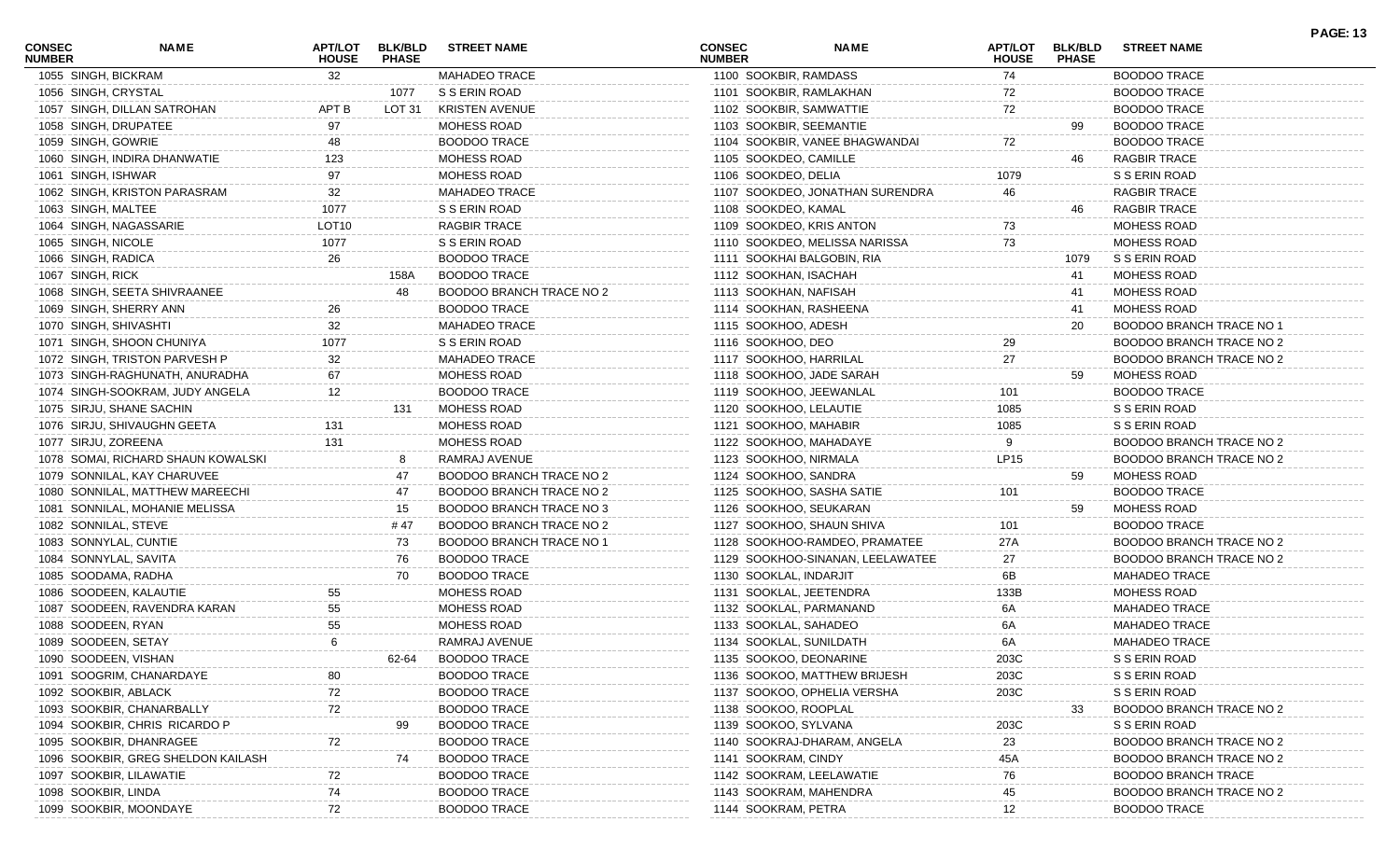| CONSEC NUMBER | NAME | APT/LOT HOUSE | BLK/BLD PHASE | STREET NAME |
|---|---|---|---|---|
| 1055 | SINGH, BICKRAM | 32 | | MAHADEO TRACE |
| 1056 | SINGH, CRYSTAL | | 1077 | S S ERIN ROAD |
| 1057 | SINGH, DILLAN SATROHAN | APT B | LOT 31 | KRISTEN AVENUE |
| 1058 | SINGH, DRUPATEE | 97 | | MOHESS ROAD |
| 1059 | SINGH, GOWRIE | 48 | | BOODOO TRACE |
| 1060 | SINGH, INDIRA DHANWATIE | 123 | | MOHESS ROAD |
| 1061 | SINGH, ISHWAR | 97 | | MOHESS ROAD |
| 1062 | SINGH, KRISTON PARASRAM | 32 | | MAHADEO TRACE |
| 1063 | SINGH, MALTEE | 1077 | | S S ERIN ROAD |
| 1064 | SINGH, NAGASSARIE | LOT10 | | RAGBIR TRACE |
| 1065 | SINGH, NICOLE | 1077 | | S S ERIN ROAD |
| 1066 | SINGH, RADICA | 26 | | BOODOO TRACE |
| 1067 | SINGH, RICK | | 158A | BOODOO TRACE |
| 1068 | SINGH, SEETA SHIVRAANEE | | 48 | BOODOO BRANCH TRACE NO 2 |
| 1069 | SINGH, SHERRY ANN | 26 | | BOODOO TRACE |
| 1070 | SINGH, SHIVASHTI | 32 | | MAHADEO TRACE |
| 1071 | SINGH, SHOON CHUNIYA | 1077 | | S S ERIN ROAD |
| 1072 | SINGH, TRISTON PARVESH P | 32 | | MAHADEO TRACE |
| 1073 | SINGH-RAGHUNATH, ANURADHA | 67 | | MOHESS ROAD |
| 1074 | SINGH-SOOKRAM, JUDY ANGELA | 12 | | BOODOO TRACE |
| 1075 | SIRJU, SHANE SACHIN | | 131 | MOHESS ROAD |
| 1076 | SIRJU, SHIVAUGHN GEETA | 131 | | MOHESS ROAD |
| 1077 | SIRJU, ZOREENA | 131 | | MOHESS ROAD |
| 1078 | SOMAI, RICHARD SHAUN KOWALSKI | | 8 | RAMRAJ AVENUE |
| 1079 | SONNILAL, KAY CHARUVEE | | 47 | BOODOO BRANCH TRACE NO 2 |
| 1080 | SONNILAL, MATTHEW MAREECHI | | 47 | BOODOO BRANCH TRACE NO 2 |
| 1081 | SONNILAL, MOHANIE MELISSA | | 15 | BOODOO BRANCH TRACE NO 3 |
| 1082 | SONNILAL, STEVE | | # 47 | BOODOO BRANCH TRACE NO 2 |
| 1083 | SONNYLAL, CUNTIE | | 73 | BOODOO BRANCH TRACE NO 1 |
| 1084 | SONNYLAL, SAVITA | | 76 | BOODOO TRACE |
| 1085 | SOODAMA, RADHA | | 70 | BOODOO TRACE |
| 1086 | SOODEEN, KALAUTIE | 55 | | MOHESS ROAD |
| 1087 | SOODEEN, RAVENDRA KARAN | 55 | | MOHESS ROAD |
| 1088 | SOODEEN, RYAN | 55 | | MOHESS ROAD |
| 1089 | SOODEEN, SETAY | 6 | | RAMRAJ AVENUE |
| 1090 | SOODEEN, VISHAN | | 62-64 | BOODOO TRACE |
| 1091 | SOOGRIM, CHANARDAYE | 80 | | BOODOO TRACE |
| 1092 | SOOKBIR, ABLACK | 72 | | BOODOO TRACE |
| 1093 | SOOKBIR, CHANARBALLY | 72 | | BOODOO TRACE |
| 1094 | SOOKBIR, CHRIS RICARDO P | | 99 | BOODOO TRACE |
| 1095 | SOOKBIR, DHANRAGEE | 72 | | BOODOO TRACE |
| 1096 | SOOKBIR, GREG SHELDON KAILASH | | 74 | BOODOO TRACE |
| 1097 | SOOKBIR, LILAWATIE | 72 | | BOODOO TRACE |
| 1098 | SOOKBIR, LINDA | 74 | | BOODOO TRACE |
| 1099 | SOOKBIR, MOONDAYE | 72 | | BOODOO TRACE |
| 1100 | SOOKBIR, RAMDASS | 74 | | BOODOO TRACE |
| 1101 | SOOKBIR, RAMLAKHAN | 72 | | BOODOO TRACE |
| 1102 | SOOKBIR, SAMWATTIE | 72 | | BOODOO TRACE |
| 1103 | SOOKBIR, SEEMANTIE | | 99 | BOODOO TRACE |
| 1104 | SOOKBIR, VANEE BHAGWANDAI | 72 | | BOODOO TRACE |
| 1105 | SOOKDEO, CAMILLE | | 46 | RAGBIR TRACE |
| 1106 | SOOKDEO, DELIA | 1079 | | S S ERIN ROAD |
| 1107 | SOOKDEO, JONATHAN SURENDRA | 46 | | RAGBIR TRACE |
| 1108 | SOOKDEO, KAMAL | | 46 | RAGBIR TRACE |
| 1109 | SOOKDEO, KRIS ANTON | 73 | | MOHESS ROAD |
| 1110 | SOOKDEO, MELISSA NARISSA | 73 | | MOHESS ROAD |
| 1111 | SOOKHAI BALGOBIN, RIA | | 1079 | S S ERIN ROAD |
| 1112 | SOOKHAN, ISACHAH | | 41 | MOHESS ROAD |
| 1113 | SOOKHAN, NAFISAH | | 41 | MOHESS ROAD |
| 1114 | SOOKHAN, RASHEENA | | 41 | MOHESS ROAD |
| 1115 | SOOKHOO, ADESH | | 20 | BOODOO BRANCH TRACE NO 1 |
| 1116 | SOOKHOO, DEO | 29 | | BOODOO BRANCH TRACE NO 2 |
| 1117 | SOOKHOO, HARRILAL | 27 | | BOODOO BRANCH TRACE NO 2 |
| 1118 | SOOKHOO, JADE SARAH | | 59 | MOHESS ROAD |
| 1119 | SOOKHOO, JEEWANLAL | 101 | | BOODOO TRACE |
| 1120 | SOOKHOO, LELAUTIE | 1085 | | S S ERIN ROAD |
| 1121 | SOOKHOO, MAHABIR | 1085 | | S S ERIN ROAD |
| 1122 | SOOKHOO, MAHADAYE | 9 | | BOODOO BRANCH TRACE NO 2 |
| 1123 | SOOKHOO, NIRMALA | LP15 | | BOODOO BRANCH TRACE NO 2 |
| 1124 | SOOKHOO, SANDRA | | 59 | MOHESS ROAD |
| 1125 | SOOKHOO, SASHA SATIE | 101 | | BOODOO TRACE |
| 1126 | SOOKHOO, SEUKARAN | | 59 | MOHESS ROAD |
| 1127 | SOOKHOO, SHAUN SHIVA | 101 | | BOODOO TRACE |
| 1128 | SOOKHOO-RAMDEO, PRAMATEE | 27A | | BOODOO BRANCH TRACE NO 2 |
| 1129 | SOOKHOO-SINANAN, LEELAWATEE | 27 | | BOODOO BRANCH TRACE NO 2 |
| 1130 | SOOKLAL, INDARJIT | 6B | | MAHADEO TRACE |
| 1131 | SOOKLAL, JEETENDRA | 133B | | MOHESS ROAD |
| 1132 | SOOKLAL, PARMANAND | 6A | | MAHADEO TRACE |
| 1133 | SOOKLAL, SAHADEO | 6A | | MAHADEO TRACE |
| 1134 | SOOKLAL, SUNILDATH | 6A | | MAHADEO TRACE |
| 1135 | SOOKOO, DEONARINE | 203C | | S S ERIN ROAD |
| 1136 | SOOKOO, MATTHEW BRIJESH | 203C | | S S ERIN ROAD |
| 1137 | SOOKOO, OPHELIA VERSHA | 203C | | S S ERIN ROAD |
| 1138 | SOOKOO, ROOPLAL | | 33 | BOODOO BRANCH TRACE NO 2 |
| 1139 | SOOKOO, SYLVANA | 203C | | S S ERIN ROAD |
| 1140 | SOOKRAJ-DHARAM, ANGELA | 23 | | BOODOO BRANCH TRACE NO 2 |
| 1141 | SOOKRAM, CINDY | 45A | | BOODOO BRANCH TRACE NO 2 |
| 1142 | SOOKRAM, LEELAWATIE | 76 | | BOODOO BRANCH TRACE |
| 1143 | SOOKRAM, MAHENDRA | 45 | | BOODOO BRANCH TRACE NO 2 |
| 1144 | SOOKRAM, PETRA | 12 | | BOODOO TRACE |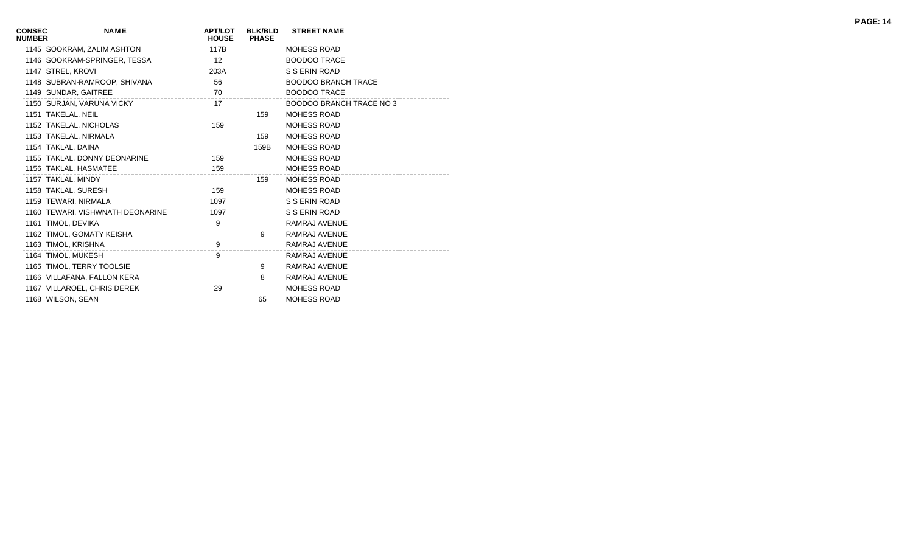| CONSEC NUMBER | NAME | APT/LOT HOUSE | BLK/BLD PHASE | STREET NAME |
|---|---|---|---|---|
| 1145 | SOOKRAM, ZALIM ASHTON | 117B | | MOHESS ROAD |
| 1146 | SOOKRAM-SPRINGER, TESSA | 12 | | BOODOO TRACE |
| 1147 | STREL, KROVI | 203A | | S S ERIN ROAD |
| 1148 | SUBRAN-RAMROOP, SHIVANA | 56 | | BOODOO BRANCH TRACE |
| 1149 | SUNDAR, GAITREE | 70 | | BOODOO TRACE |
| 1150 | SURJAN, VARUNA VICKY | 17 | | BOODOO BRANCH TRACE NO 3 |
| 1151 | TAKELAL, NEIL | | 159 | MOHESS ROAD |
| 1152 | TAKELAL, NICHOLAS | 159 | | MOHESS ROAD |
| 1153 | TAKELAL, NIRMALA | | 159 | MOHESS ROAD |
| 1154 | TAKLAL, DAINA | | 159B | MOHESS ROAD |
| 1155 | TAKLAL, DONNY DEONARINE | 159 | | MOHESS ROAD |
| 1156 | TAKLAL, HASMATEE | 159 | | MOHESS ROAD |
| 1157 | TAKLAL, MINDY | | 159 | MOHESS ROAD |
| 1158 | TAKLAL, SURESH | 159 | | MOHESS ROAD |
| 1159 | TEWARI, NIRMALA | 1097 | | S S ERIN ROAD |
| 1160 | TEWARI, VISHWNATH DEONARINE | 1097 | | S S ERIN ROAD |
| 1161 | TIMOL, DEVIKA | 9 | | RAMRAJ AVENUE |
| 1162 | TIMOL, GOMATY KEISHA | | 9 | RAMRAJ AVENUE |
| 1163 | TIMOL, KRISHNA | 9 | | RAMRAJ AVENUE |
| 1164 | TIMOL, MUKESH | 9 | | RAMRAJ AVENUE |
| 1165 | TIMOL, TERRY TOOLSIE | | 9 | RAMRAJ AVENUE |
| 1166 | VILLAFANA, FALLON KERA | | 8 | RAMRAJ AVENUE |
| 1167 | VILLAROEL, CHRIS DEREK | 29 | | MOHESS ROAD |
| 1168 | WILSON, SEAN | | 65 | MOHESS ROAD |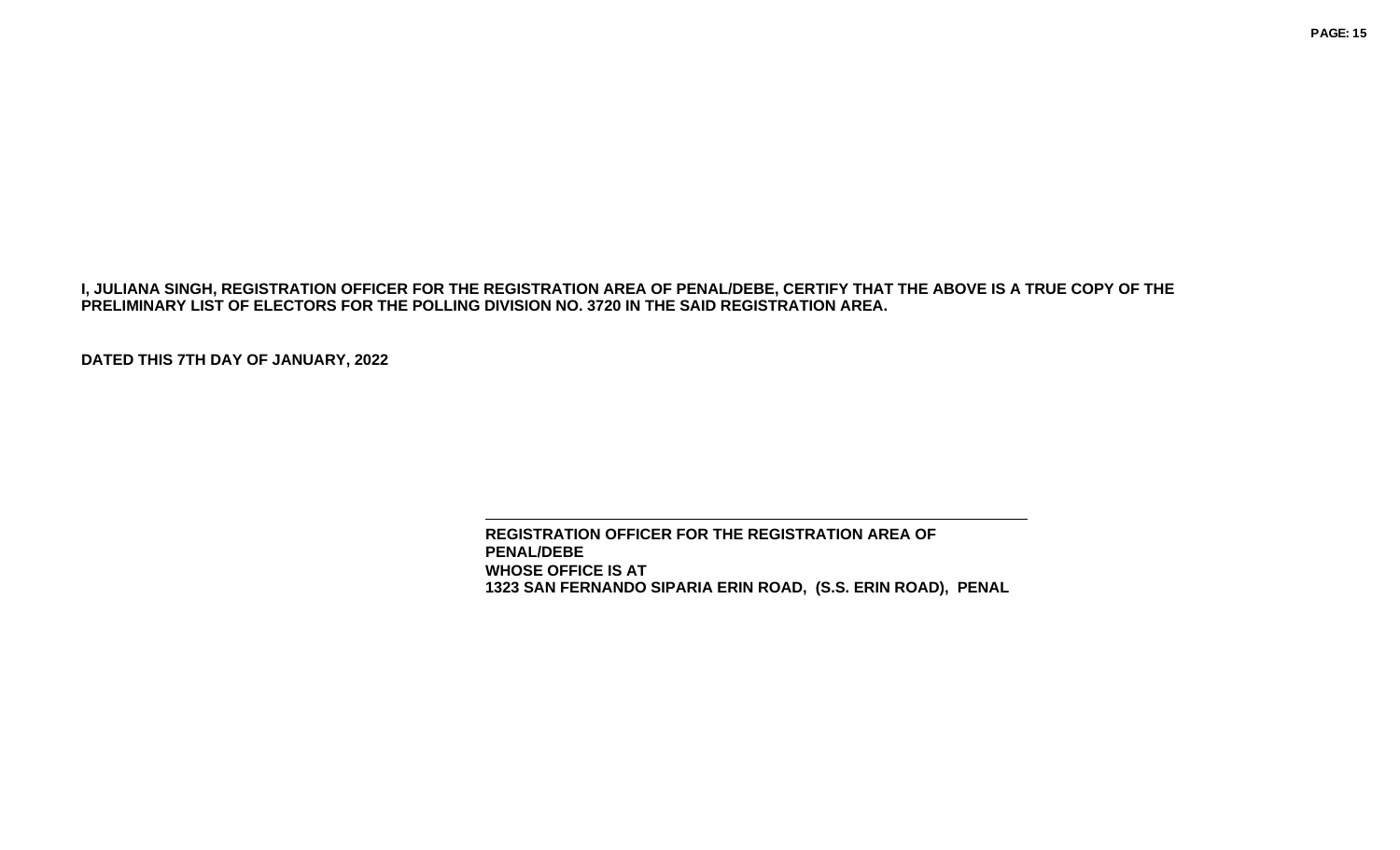**I, JULIANA SINGH, REGISTRATION OFFICER FOR THE REGISTRATION AREA OF PENAL/DEBE, CERTIFY THAT THE ABOVE IS A TRUE COPY OF THE PRELIMINARY LIST OF ELECTORS FOR THE POLLING DIVISION NO. 3720 IN THE SAID REGISTRATION AREA.**

**DATED THIS 7TH DAY OF JANUARY, 2022**

---

**REGISTRATION OFFICER FOR THE REGISTRATION AREA OF**
**PENAL/DEBE**
**WHOSE OFFICE IS AT**
**1323 SAN FERNANDO SIPARIA ERIN ROAD, (S.S. ERIN ROAD), PENAL**